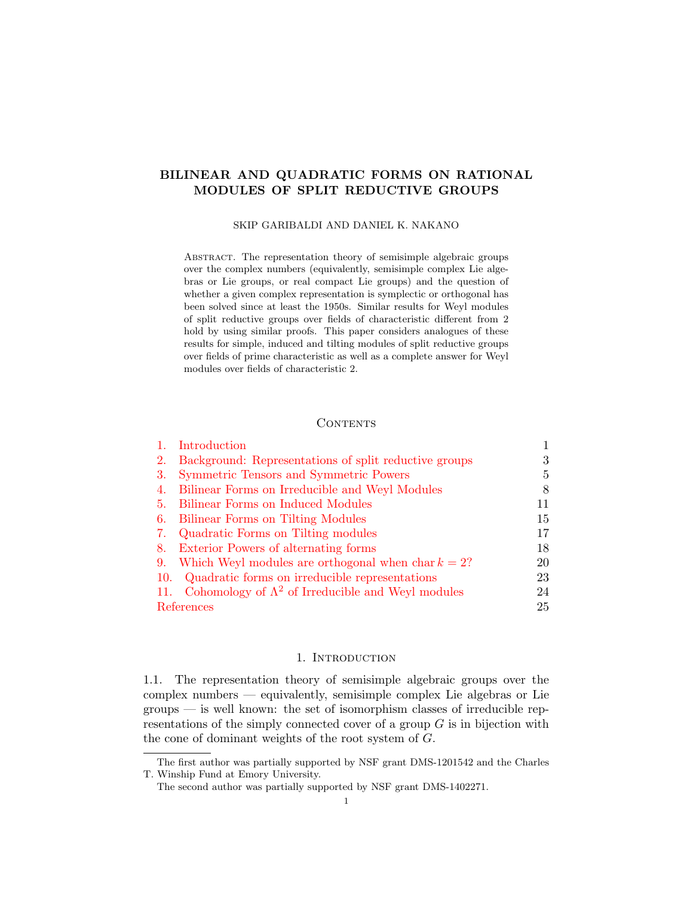# BILINEAR AND QUADRATIC FORMS ON RATIONAL MODULES OF SPLIT REDUCTIVE GROUPS

SKIP GARIBALDI AND DANIEL K. NAKANO

Abstract. The representation theory of semisimple algebraic groups over the complex numbers (equivalently, semisimple complex Lie algebras or Lie groups, or real compact Lie groups) and the question of whether a given complex representation is symplectic or orthogonal has been solved since at least the 1950s. Similar results for Weyl modules of split reductive groups over fields of characteristic different from 2 hold by using similar proofs. This paper considers analogues of these results for simple, induced and tilting modules of split reductive groups over fields of prime characteristic as well as a complete answer for Weyl modules over fields of characteristic 2.

## Contents

1. Introduction — 1
2. Background: Representations of split reductive groups — 3
3. Symmetric Tensors and Symmetric Powers — 5
4. Bilinear Forms on Irreducible and Weyl Modules — 8
5. Bilinear Forms on Induced Modules — 11
6. Bilinear Forms on Tilting Modules — 15
7. Quadratic Forms on Tilting modules — 17
8. Exterior Powers of alternating forms — 18
9. Which Weyl modules are orthogonal when $\operatorname{char} k = 2$? — 20
10. Quadratic forms on irreducible representations — 23
11. Cohomology of $\Lambda^2$ of Irreducible and Weyl modules — 24

References — 25

## 1. Introduction

1.1. The representation theory of semisimple algebraic groups over the complex numbers — equivalently, semisimple complex Lie algebras or Lie groups — is well known: the set of isomorphism classes of irreducible representations of the simply connected cover of a group $G$ is in bijection with the cone of dominant weights of the root system of $G$.

---

The first author was partially supported by NSF grant DMS-1201542 and the Charles T. Winship Fund at Emory University.

The second author was partially supported by NSF grant DMS-1402271.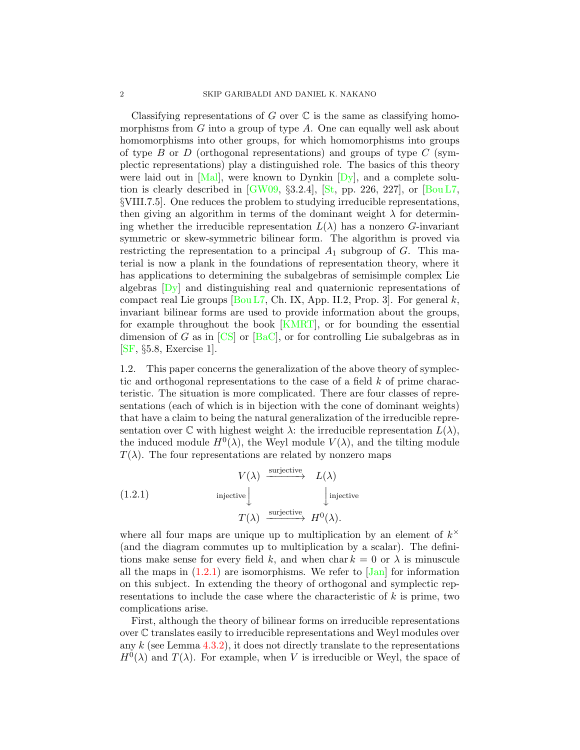Classifying representations of $G$ over $\mathbb{C}$ is the same as classifying homomorphisms from $G$ into a group of type $A$. One can equally well ask about homomorphisms into other groups, for which homomorphisms into groups of type $B$ or $D$ (orthogonal representations) and groups of type $C$ (symplectic representations) play a distinguished role. The basics of this theory were laid out in [Mal], were known to Dynkin [Dy], and a complete solution is clearly described in [GW09, §3.2.4], [St, pp. 226, 227], or [Bou L7, §VIII.7.5]. One reduces the problem to studying irreducible representations, then giving an algorithm in terms of the dominant weight $\lambda$ for determining whether the irreducible representation $L(\lambda)$ has a nonzero $G$-invariant symmetric or skew-symmetric bilinear form. The algorithm is proved via restricting the representation to a principal $A_1$ subgroup of $G$. This material is now a plank in the foundations of representation theory, where it has applications to determining the subalgebras of semisimple complex Lie algebras [Dy] and distinguishing real and quaternionic representations of compact real Lie groups [Bou L7, Ch. IX, App. II.2, Prop. 3]. For general $k$, invariant bilinear forms are used to provide information about the groups, for example throughout the book [KMRT], or for bounding the essential dimension of $G$ as in [CS] or [BaC], or for controlling Lie subalgebras as in [SF, §5.8, Exercise 1].

1.2. This paper concerns the generalization of the above theory of symplectic and orthogonal representations to the case of a field $k$ of prime characteristic. The situation is more complicated. There are four classes of representations (each of which is in bijection with the cone of dominant weights) that have a claim to being the natural generalization of the irreducible representation over $\mathbb{C}$ with highest weight $\lambda$: the irreducible representation $L(\lambda)$, the induced module $H^0(\lambda)$, the Weyl module $V(\lambda)$, and the tilting module $T(\lambda)$. The four representations are related by nonzero maps

$$\begin{array}{ccc} V(\lambda) & \xrightarrow{\text{surjective}} & L(\lambda) \\ {\scriptstyle\text{injective}}\downarrow & & \downarrow{\scriptstyle\text{injective}} \\ T(\lambda) & \xrightarrow{\text{surjective}} & H^0(\lambda). \end{array} \tag{1.2.1}$$

where all four maps are unique up to multiplication by an element of $k^\times$ (and the diagram commutes up to multiplication by a scalar). The definitions make sense for every field $k$, and when $\operatorname{char} k = 0$ or $\lambda$ is minuscule all the maps in (1.2.1) are isomorphisms. We refer to [Jan] for information on this subject. In extending the theory of orthogonal and symplectic representations to include the case where the characteristic of $k$ is prime, two complications arise.

First, although the theory of bilinear forms on irreducible representations over $\mathbb{C}$ translates easily to irreducible representations and Weyl modules over any $k$ (see Lemma 4.3.2), it does not directly translate to the representations $H^0(\lambda)$ and $T(\lambda)$. For example, when $V$ is irreducible or Weyl, the space of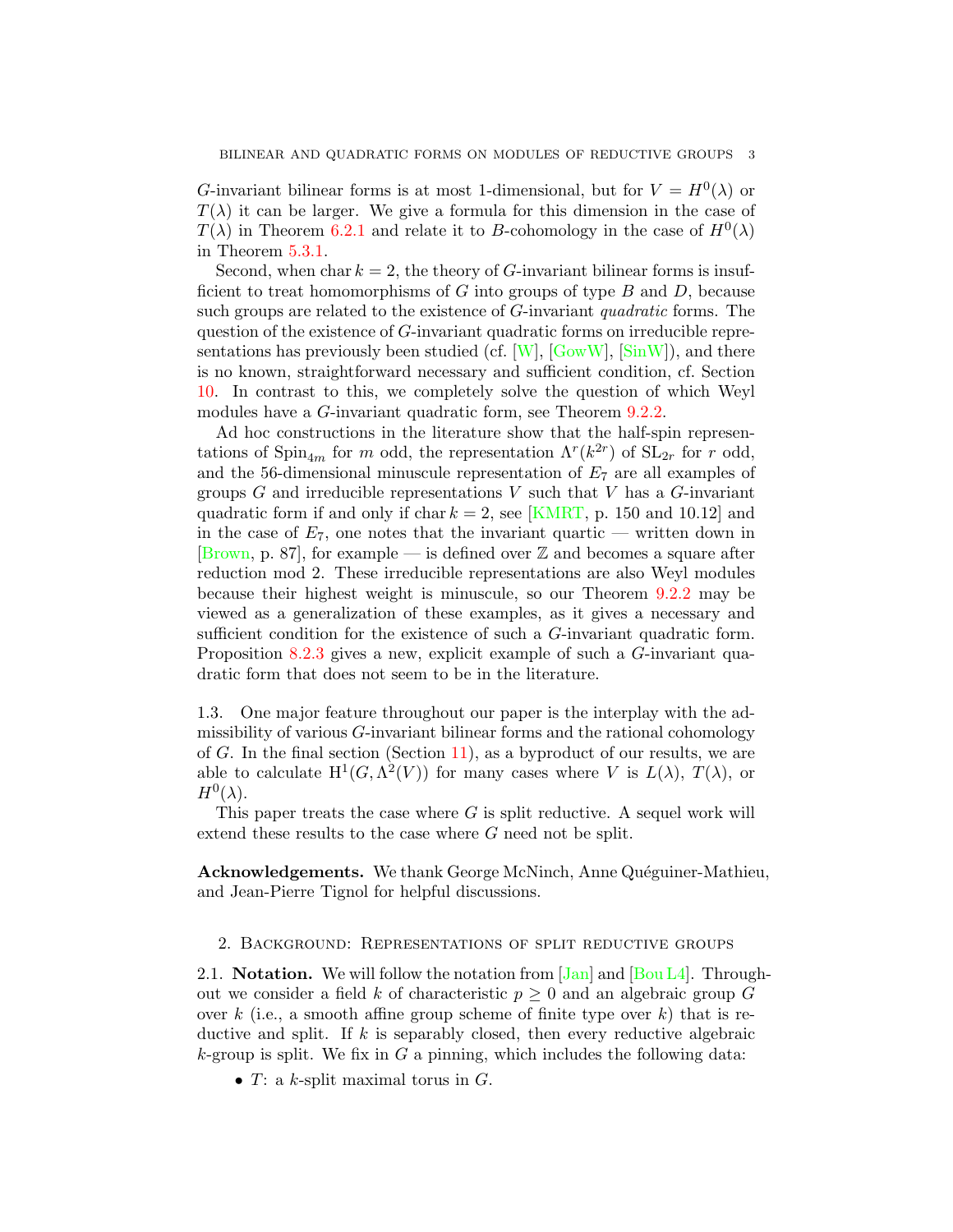$G$-invariant bilinear forms is at most 1-dimensional, but for $V = H^0(\lambda)$ or $T(\lambda)$ it can be larger. We give a formula for this dimension in the case of $T(\lambda)$ in Theorem 6.2.1 and relate it to $B$-cohomology in the case of $H^0(\lambda)$ in Theorem 5.3.1.

Second, when $\operatorname{char} k = 2$, the theory of $G$-invariant bilinear forms is insufficient to treat homomorphisms of $G$ into groups of type $B$ and $D$, because such groups are related to the existence of $G$-invariant *quadratic* forms. The question of the existence of $G$-invariant quadratic forms on irreducible representations has previously been studied (cf. [W], [GowW], [SinW]), and there is no known, straightforward necessary and sufficient condition, cf. Section 10. In contrast to this, we completely solve the question of which Weyl modules have a $G$-invariant quadratic form, see Theorem 9.2.2.

Ad hoc constructions in the literature show that the half-spin representations of $\mathrm{Spin}_{4m}$ for $m$ odd, the representation $\Lambda^r(k^{2r})$ of $\mathrm{SL}_{2r}$ for $r$ odd, and the 56-dimensional minuscule representation of $E_7$ are all examples of groups $G$ and irreducible representations $V$ such that $V$ has a $G$-invariant quadratic form if and only if $\operatorname{char} k = 2$, see [KMRT, p. 150 and 10.12] and in the case of $E_7$, one notes that the invariant quartic — written down in [Brown, p. 87], for example — is defined over $\mathbb{Z}$ and becomes a square after reduction mod 2. These irreducible representations are also Weyl modules because their highest weight is minuscule, so our Theorem 9.2.2 may be viewed as a generalization of these examples, as it gives a necessary and sufficient condition for the existence of such a $G$-invariant quadratic form. Proposition 8.2.3 gives a new, explicit example of such a $G$-invariant quadratic form that does not seem to be in the literature.

1.3. One major feature throughout our paper is the interplay with the admissibility of various $G$-invariant bilinear forms and the rational cohomology of $G$. In the final section (Section 11), as a byproduct of our results, we are able to calculate $\mathrm{H}^1(G, \Lambda^2(V))$ for many cases where $V$ is $L(\lambda)$, $T(\lambda)$, or $H^0(\lambda)$.

This paper treats the case where $G$ is split reductive. A sequel work will extend these results to the case where $G$ need not be split.

**Acknowledgements.** We thank George McNinch, Anne Quéguiner-Mathieu, and Jean-Pierre Tignol for helpful discussions.

## 2. Background: Representations of split reductive groups

2.1. **Notation.** We will follow the notation from [Jan] and [Bou L4]. Throughout we consider a field $k$ of characteristic $p \geq 0$ and an algebraic group $G$ over $k$ (i.e., a smooth affine group scheme of finite type over $k$) that is reductive and split. If $k$ is separably closed, then every reductive algebraic $k$-group is split. We fix in $G$ a pinning, which includes the following data:

- $T$: a $k$-split maximal torus in $G$.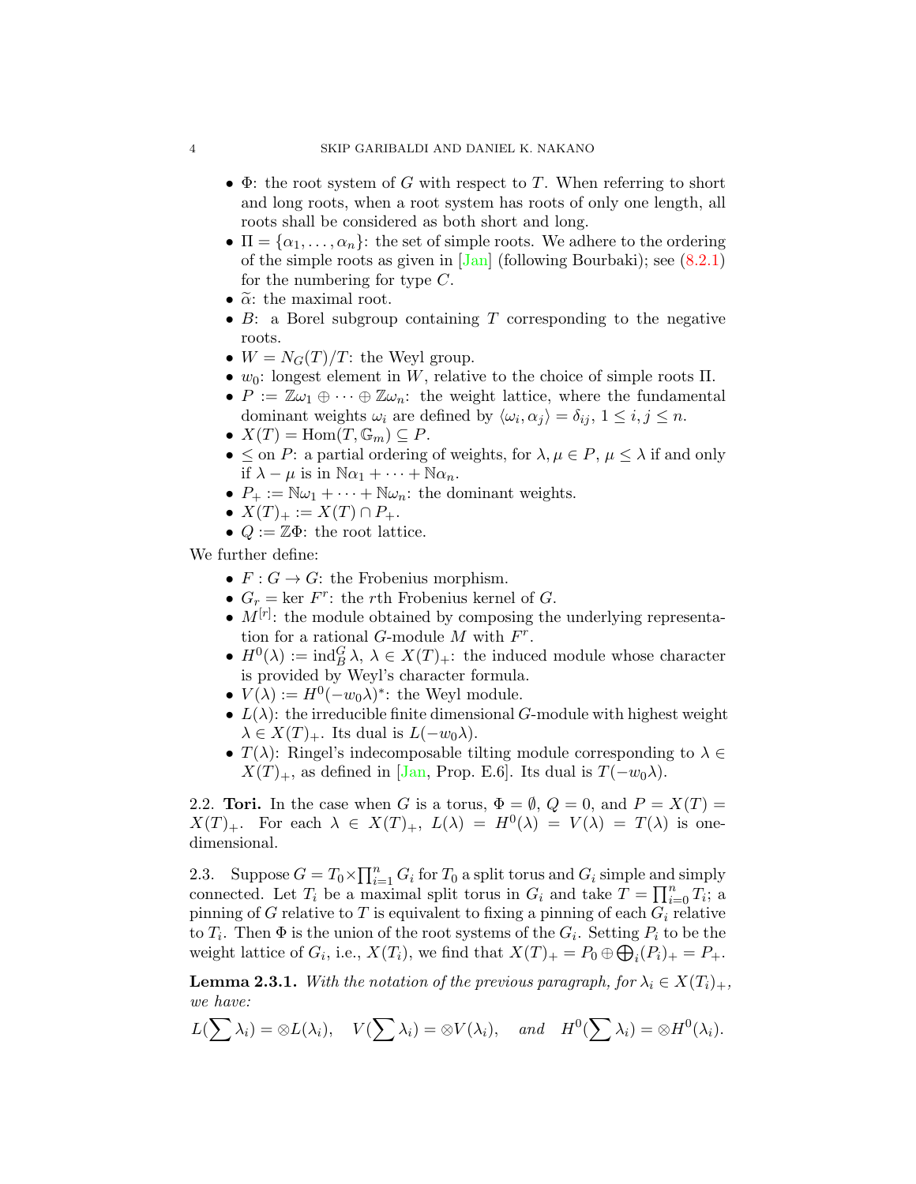- $\Phi$: the root system of $G$ with respect to $T$. When referring to short and long roots, when a root system has roots of only one length, all roots shall be considered as both short and long.
- $\Pi = \{\alpha_1, \ldots, \alpha_n\}$: the set of simple roots. We adhere to the ordering of the simple roots as given in [Jan] (following Bourbaki); see (8.2.1) for the numbering for type $C$.
- $\widetilde{\alpha}$: the maximal root.
- $B$: a Borel subgroup containing $T$ corresponding to the negative roots.
- $W = N_G(T)/T$: the Weyl group.
- $w_0$: longest element in $W$, relative to the choice of simple roots $\Pi$.
- $P := \mathbb{Z}\omega_1 \oplus \cdots \oplus \mathbb{Z}\omega_n$: the weight lattice, where the fundamental dominant weights $\omega_i$ are defined by $\langle \omega_i, \alpha_j \rangle = \delta_{ij}$, $1 \leq i, j \leq n$.
- $X(T) = \mathrm{Hom}(T, \mathbb{G}_m) \subseteq P$.
- $\leq$ on $P$: a partial ordering of weights, for $\lambda, \mu \in P$, $\mu \leq \lambda$ if and only if $\lambda - \mu$ is in $\mathbb{N}\alpha_1 + \cdots + \mathbb{N}\alpha_n$.
- $P_+ := \mathbb{N}\omega_1 + \cdots + \mathbb{N}\omega_n$: the dominant weights.
- $X(T)_+ := X(T) \cap P_+$.
- $Q := \mathbb{Z}\Phi$: the root lattice.

We further define:

- $F : G \to G$: the Frobenius morphism.
- $G_r = \ker F^r$: the $r$th Frobenius kernel of $G$.
- $M^{[r]}$: the module obtained by composing the underlying representation for a rational $G$-module $M$ with $F^r$.
- $H^0(\lambda) := \mathrm{ind}_B^G \lambda$, $\lambda \in X(T)_+$: the induced module whose character is provided by Weyl's character formula.
- $V(\lambda) := H^0(-w_0\lambda)^*$: the Weyl module.
- $L(\lambda)$: the irreducible finite dimensional $G$-module with highest weight $\lambda \in X(T)_+$. Its dual is $L(-w_0\lambda)$.
- $T(\lambda)$: Ringel's indecomposable tilting module corresponding to $\lambda \in X(T)_+$, as defined in [Jan, Prop. E.6]. Its dual is $T(-w_0\lambda)$.

2.2. **Tori.** In the case when $G$ is a torus, $\Phi = \emptyset$, $Q = 0$, and $P = X(T) = X(T)_+$. For each $\lambda \in X(T)_+$, $L(\lambda) = H^0(\lambda) = V(\lambda) = T(\lambda)$ is one-dimensional.

2.3. Suppose $G = T_0 \times \prod_{i=1}^n G_i$ for $T_0$ a split torus and $G_i$ simple and simply connected. Let $T_i$ be a maximal split torus in $G_i$ and take $T = \prod_{i=0}^n T_i$; a pinning of $G$ relative to $T$ is equivalent to fixing a pinning of each $G_i$ relative to $T_i$. Then $\Phi$ is the union of the root systems of the $G_i$. Setting $P_i$ to be the weight lattice of $G_i$, i.e., $X(T_i)$, we find that $X(T)_+ = P_0 \oplus \bigoplus_i (P_i)_+ = P_+$.

**Lemma 2.3.1.** *With the notation of the previous paragraph, for $\lambda_i \in X(T_i)_+$, we have:*

$$L(\sum \lambda_i) = \otimes L(\lambda_i), \quad V(\sum \lambda_i) = \otimes V(\lambda_i), \quad \text{and} \quad H^0(\sum \lambda_i) = \otimes H^0(\lambda_i).$$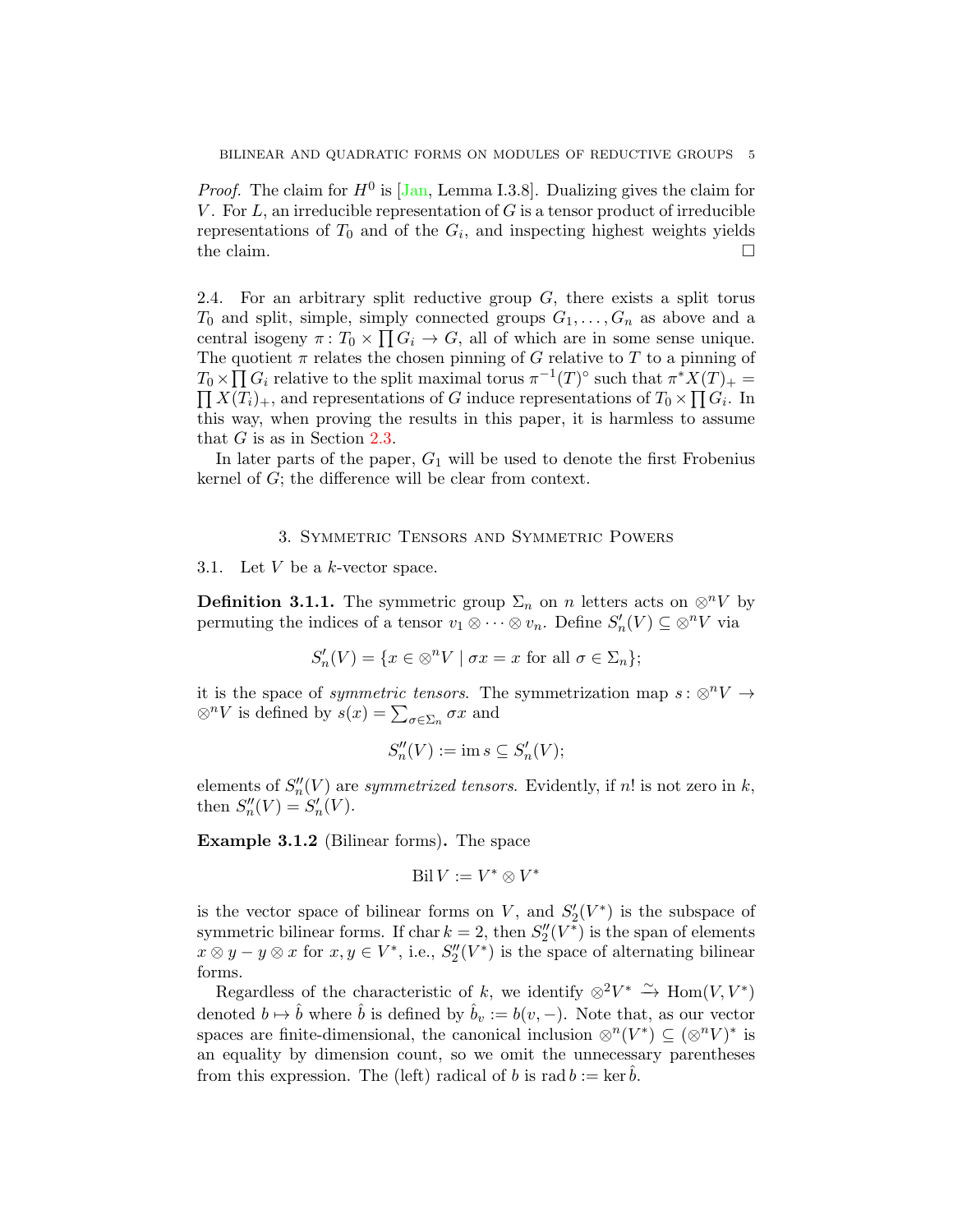*Proof.* The claim for $H^0$ is [Jan, Lemma I.3.8]. Dualizing gives the claim for $V$. For $L$, an irreducible representation of $G$ is a tensor product of irreducible representations of $T_0$ and of the $G_i$, and inspecting highest weights yields the claim. □

2.4. For an arbitrary split reductive group $G$, there exists a split torus $T_0$ and split, simple, simply connected groups $G_1, \dots, G_n$ as above and a central isogeny $\pi\colon T_0 \times \prod G_i \to G$, all of which are in some sense unique. The quotient $\pi$ relates the chosen pinning of $G$ relative to $T$ to a pinning of $T_0 \times \prod G_i$ relative to the split maximal torus $\pi^{-1}(T)^\circ$ such that $\pi^* X(T)_+ = \prod X(T_i)_+$, and representations of $G$ induce representations of $T_0 \times \prod G_i$. In this way, when proving the results in this paper, it is harmless to assume that $G$ is as in Section 2.3.

In later parts of the paper, $G_1$ will be used to denote the first Frobenius kernel of $G$; the difference will be clear from context.

## 3. Symmetric Tensors and Symmetric Powers

3.1. Let $V$ be a $k$-vector space.

**Definition 3.1.1.** The symmetric group $\Sigma_n$ on $n$ letters acts on $\otimes^n V$ by permuting the indices of a tensor $v_1 \otimes \cdots \otimes v_n$. Define $S_n'(V) \subseteq \otimes^n V$ via

$$S_n'(V) = \{x \in \otimes^n V \mid \sigma x = x \text{ for all } \sigma \in \Sigma_n\};$$

it is the space of *symmetric tensors*. The symmetrization map $s\colon \otimes^n V \to \otimes^n V$ is defined by $s(x) = \sum_{\sigma \in \Sigma_n} \sigma x$ and

$$S_n''(V) := \operatorname{im} s \subseteq S_n'(V);$$

elements of $S_n''(V)$ are *symmetrized tensors*. Evidently, if $n!$ is not zero in $k$, then $S_n''(V) = S_n'(V)$.

**Example 3.1.2** (Bilinear forms)**.** The space

$$\operatorname{Bil} V := V^* \otimes V^*$$

is the vector space of bilinear forms on $V$, and $S_2'(V^*)$ is the subspace of symmetric bilinear forms. If $\operatorname{char} k = 2$, then $S_2''(V^*)$ is the span of elements $x \otimes y - y \otimes x$ for $x, y \in V^*$, i.e., $S_2''(V^*)$ is the space of alternating bilinear forms.

Regardless of the characteristic of $k$, we identify $\otimes^2 V^* \xrightarrow{\sim} \operatorname{Hom}(V, V^*)$ denoted $b \mapsto \hat{b}$ where $\hat{b}$ is defined by $\hat{b}_v := b(v, -)$. Note that, as our vector spaces are finite-dimensional, the canonical inclusion $\otimes^n(V^*) \subseteq (\otimes^n V)^*$ is an equality by dimension count, so we omit the unnecessary parentheses from this expression. The (left) radical of $b$ is $\operatorname{rad} b := \ker \hat{b}$.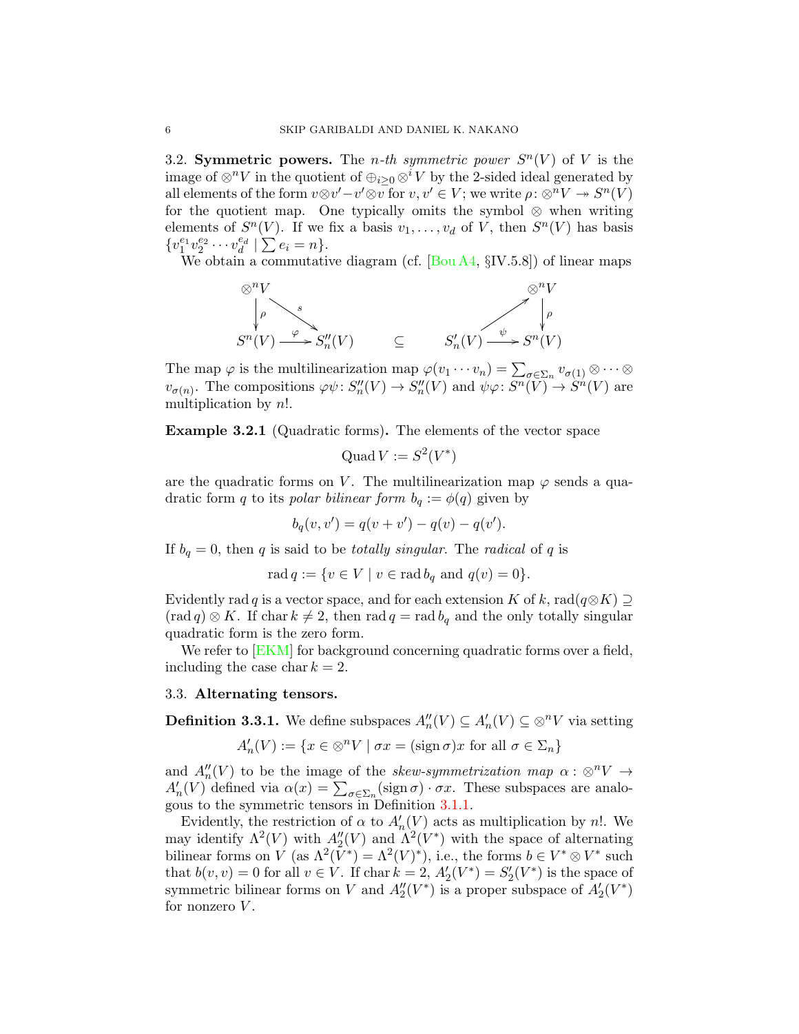3.2. **Symmetric powers.** The *n-th symmetric power* $S^n(V)$ of $V$ is the image of $\otimes^n V$ in the quotient of $\oplus_{i\geq 0} \otimes^i V$ by the 2-sided ideal generated by all elements of the form $v \otimes v' - v' \otimes v$ for $v, v' \in V$; we write $\rho\colon \otimes^n V \twoheadrightarrow S^n(V)$ for the quotient map. One typically omits the symbol $\otimes$ when writing elements of $S^n(V)$. If we fix a basis $v_1, \ldots, v_d$ of $V$, then $S^n(V)$ has basis $\{v_1^{e_1} v_2^{e_2} \cdots v_d^{e_d} \mid \sum e_i = n\}$.

We obtain a commutative diagram (cf. [Bou A4, §IV.5.8]) of linear maps

$$
\begin{array}{ccc}
\otimes^n V & & \\
\downarrow \rho & \overset{s}{\searrow} & \\
S^n(V) & \xrightarrow{\varphi} & S''_n(V)
\end{array}
\qquad \subseteq \qquad
\begin{array}{ccc}
 & & \otimes^n V \\
 & \nearrow & \downarrow \rho \\
S'_n(V) & \xrightarrow{\psi} & S^n(V)
\end{array}
$$

The map $\varphi$ is the multilinearization map $\varphi(v_1 \cdots v_n) = \sum_{\sigma \in \Sigma_n} v_{\sigma(1)} \otimes \cdots \otimes v_{\sigma(n)}$. The compositions $\varphi\psi\colon S''_n(V) \to S''_n(V)$ and $\psi\varphi\colon S^n(V) \to S^n(V)$ are multiplication by $n!$.

**Example 3.2.1** (Quadratic forms)**.** The elements of the vector space

$$\operatorname{Quad} V := S^2(V^*)$$

are the quadratic forms on $V$. The multilinearization map $\varphi$ sends a quadratic form $q$ to its *polar bilinear form* $b_q := \phi(q)$ given by

$$b_q(v, v') = q(v + v') - q(v) - q(v').$$

If $b_q = 0$, then $q$ is said to be *totally singular*. The *radical* of $q$ is

$$\operatorname{rad} q := \{v \in V \mid v \in \operatorname{rad} b_q \text{ and } q(v) = 0\}.$$

Evidently $\operatorname{rad} q$ is a vector space, and for each extension $K$ of $k$, $\operatorname{rad}(q \otimes K) \supseteq (\operatorname{rad} q) \otimes K$. If $\operatorname{char} k \neq 2$, then $\operatorname{rad} q = \operatorname{rad} b_q$ and the only totally singular quadratic form is the zero form.

We refer to [EKM] for background concerning quadratic forms over a field, including the case $\operatorname{char} k = 2$.

3.3. **Alternating tensors.**

**Definition 3.3.1.** We define subspaces $A''_n(V) \subseteq A'_n(V) \subseteq \otimes^n V$ via setting

$$A'_n(V) := \{x \in \otimes^n V \mid \sigma x = (\operatorname{sign} \sigma) x \text{ for all } \sigma \in \Sigma_n\}$$

and $A''_n(V)$ to be the image of the *skew-symmetrization map* $\alpha : \otimes^n V \to A'_n(V)$ defined via $\alpha(x) = \sum_{\sigma \in \Sigma_n} (\operatorname{sign} \sigma) \cdot \sigma x$. These subspaces are analogous to the symmetric tensors in Definition 3.1.1.

Evidently, the restriction of $\alpha$ to $A'_n(V)$ acts as multiplication by $n!$. We may identify $\Lambda^2(V)$ with $A''_2(V)$ and $\Lambda^2(V^*)$ with the space of alternating bilinear forms on $V$ (as $\Lambda^2(V^*) = \Lambda^2(V)^*$), i.e., the forms $b \in V^* \otimes V^*$ such that $b(v, v) = 0$ for all $v \in V$. If $\operatorname{char} k = 2$, $A'_2(V^*) = S'_2(V^*)$ is the space of symmetric bilinear forms on $V$ and $A''_2(V^*)$ is a proper subspace of $A'_2(V^*)$ for nonzero $V$.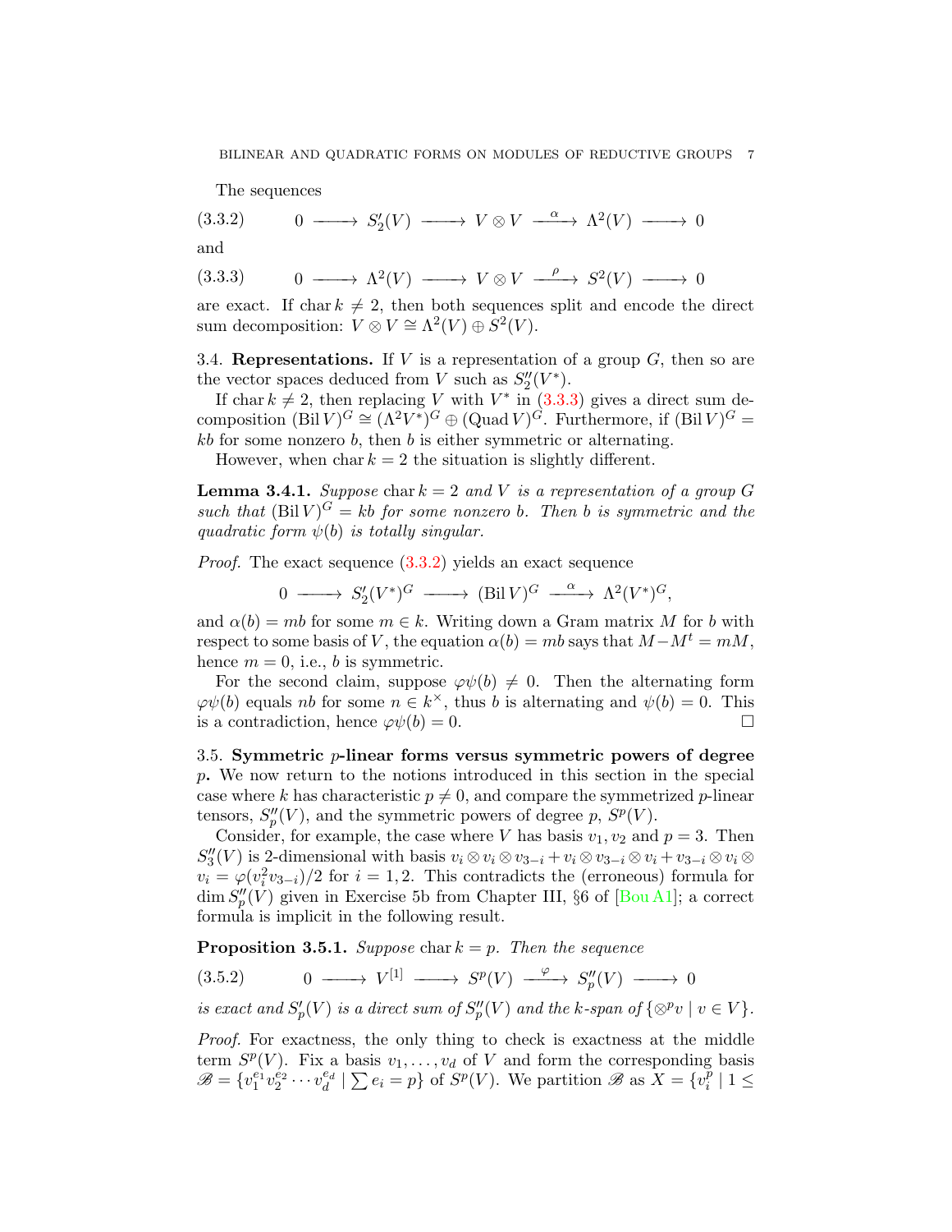The sequences

$$0 \longrightarrow S_2'(V) \longrightarrow V \otimes V \xrightarrow{\ \alpha\ } \Lambda^2(V) \longrightarrow 0 \tag{3.3.2}$$

and

$$0 \longrightarrow \Lambda^2(V) \longrightarrow V \otimes V \xrightarrow{\ \rho\ } S^2(V) \longrightarrow 0 \tag{3.3.3}$$

are exact. If $\operatorname{char} k \neq 2$, then both sequences split and encode the direct sum decomposition: $V \otimes V \cong \Lambda^2(V) \oplus S^2(V)$.

3.4. **Representations.** If $V$ is a representation of a group $G$, then so are the vector spaces deduced from $V$ such as $S_2''(V^*)$.

If $\operatorname{char} k \neq 2$, then replacing $V$ with $V^*$ in (3.3.3) gives a direct sum decomposition $(\operatorname{Bil} V)^G \cong (\Lambda^2 V^*)^G \oplus (\operatorname{Quad} V)^G$. Furthermore, if $(\operatorname{Bil} V)^G = kb$ for some nonzero $b$, then $b$ is either symmetric or alternating.

However, when $\operatorname{char} k = 2$ the situation is slightly different.

**Lemma 3.4.1.** *Suppose* $\operatorname{char} k = 2$ *and* $V$ *is a representation of a group* $G$ *such that* $(\operatorname{Bil} V)^G = kb$ *for some nonzero* $b$*. Then* $b$ *is symmetric and the quadratic form* $\psi(b)$ *is totally singular.*

*Proof.* The exact sequence (3.3.2) yields an exact sequence

$$0 \longrightarrow S_2'(V^*)^G \longrightarrow (\operatorname{Bil} V)^G \xrightarrow{\ \alpha\ } \Lambda^2(V^*)^G,$$

and $\alpha(b) = mb$ for some $m \in k$. Writing down a Gram matrix $M$ for $b$ with respect to some basis of $V$, the equation $\alpha(b) = mb$ says that $M - M^t = mM$, hence $m = 0$, i.e., $b$ is symmetric.

For the second claim, suppose $\varphi\psi(b) \neq 0$. Then the alternating form $\varphi\psi(b)$ equals $nb$ for some $n \in k^\times$, thus $b$ is alternating and $\psi(b) = 0$. This is a contradiction, hence $\varphi\psi(b) = 0$. $\square$

3.5. **Symmetric $p$-linear forms versus symmetric powers of degree $p$.** We now return to the notions introduced in this section in the special case where $k$ has characteristic $p \neq 0$, and compare the symmetrized $p$-linear tensors, $S_p''(V)$, and the symmetric powers of degree $p$, $S^p(V)$.

Consider, for example, the case where $V$ has basis $v_1, v_2$ and $p = 3$. Then $S_3''(V)$ is 2-dimensional with basis $v_i \otimes v_i \otimes v_{3-i} + v_i \otimes v_{3-i} \otimes v_i + v_{3-i} \otimes v_i \otimes v_i = \varphi(v_i^2 v_{3-i})/2$ for $i = 1, 2$. This contradicts the (erroneous) formula for $\dim S_p''(V)$ given in Exercise 5b from Chapter III, §6 of [Bou A1]; a correct formula is implicit in the following result.

**Proposition 3.5.1.** *Suppose* $\operatorname{char} k = p$*. Then the sequence*

$$0 \longrightarrow V^{[1]} \longrightarrow S^p(V) \xrightarrow{\ \varphi\ } S_p''(V) \longrightarrow 0 \tag{3.5.2}$$

*is exact and* $S_p'(V)$ *is a direct sum of* $S_p''(V)$ *and the* $k$*-span of* $\{\otimes^p v \mid v \in V\}$*.*

*Proof.* For exactness, the only thing to check is exactness at the middle term $S^p(V)$. Fix a basis $v_1, \ldots, v_d$ of $V$ and form the corresponding basis $\mathscr{B} = \{v_1^{e_1} v_2^{e_2} \cdots v_d^{e_d} \mid \sum e_i = p\}$ of $S^p(V)$. We partition $\mathscr{B}$ as $X = \{v_i^p \mid 1 \leq$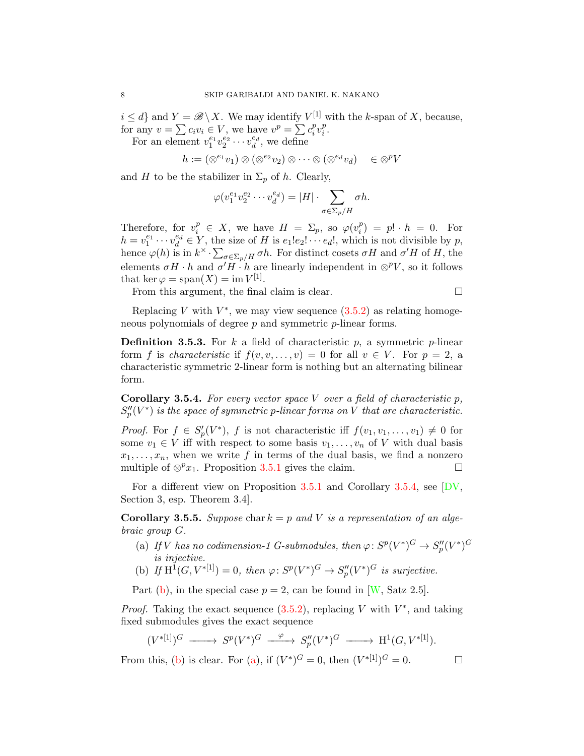$i \leq d\}$ and $Y = \mathscr{B} \setminus X$. We may identify $V^{[1]}$ with the $k$-span of $X$, because, for any $v = \sum c_i v_i \in V$, we have $v^p = \sum c_i^p v_i^p$.

For an element $v_1^{e_1} v_2^{e_2} \cdots v_d^{e_d}$, we define

$$h := (\otimes^{e_1} v_1) \otimes (\otimes^{e_2} v_2) \otimes \cdots \otimes (\otimes^{e_d} v_d) \quad \in \otimes^p V$$

and $H$ to be the stabilizer in $\Sigma_p$ of $h$. Clearly,

$$\varphi(v_1^{e_1} v_2^{e_2} \cdots v_d^{e_d}) = |H| \cdot \sum_{\sigma \in \Sigma_p / H} \sigma h.$$

Therefore, for $v_i^p \in X$, we have $H = \Sigma_p$, so $\varphi(v_i^p) = p! \cdot h = 0$. For $h = v_1^{e_1} \cdots v_d^{e_d} \in Y$, the size of $H$ is $e_1! e_2! \cdots e_d!$, which is not divisible by $p$, hence $\varphi(h)$ is in $k^\times \cdot \sum_{\sigma \in \Sigma_p/H} \sigma h$. For distinct cosets $\sigma H$ and $\sigma' H$ of $H$, the elements $\sigma H \cdot h$ and $\sigma' H \cdot h$ are linearly independent in $\otimes^p V$, so it follows that $\ker \varphi = \operatorname{span}(X) = \operatorname{im} V^{[1]}$.

From this argument, the final claim is clear. $\square$

Replacing $V$ with $V^*$, we may view sequence (3.5.2) as relating homogeneous polynomials of degree $p$ and symmetric $p$-linear forms.

**Definition 3.5.3.** For $k$ a field of characteristic $p$, a symmetric $p$-linear form $f$ is *characteristic* if $f(v, v, \ldots, v) = 0$ for all $v \in V$. For $p = 2$, a characteristic symmetric 2-linear form is nothing but an alternating bilinear form.

**Corollary 3.5.4.** *For every vector space $V$ over a field of characteristic $p$, $S''_p(V^*)$ is the space of symmetric $p$-linear forms on $V$ that are characteristic.*

*Proof.* For $f \in S'_p(V^*)$, $f$ is not characteristic iff $f(v_1, v_1, \ldots, v_1) \neq 0$ for some $v_1 \in V$ iff with respect to some basis $v_1, \ldots, v_n$ of $V$ with dual basis $x_1, \ldots, x_n$, when we write $f$ in terms of the dual basis, we find a nonzero multiple of $\otimes^p x_1$. Proposition 3.5.1 gives the claim. $\square$

For a different view on Proposition 3.5.1 and Corollary 3.5.4, see [DV, Section 3, esp. Theorem 3.4].

**Corollary 3.5.5.** *Suppose $\operatorname{char} k = p$ and $V$ is a representation of an algebraic group $G$.*

(a) *If $V$ has no codimension-1 $G$-submodules, then $\varphi \colon S^p(V^*)^G \to S''_p(V^*)^G$ is injective.*
(b) *If $\mathrm{H}^1(G, V^{*[1]}) = 0$, then $\varphi \colon S^p(V^*)^G \to S''_p(V^*)^G$ is surjective.*

Part (b), in the special case $p = 2$, can be found in [W, Satz 2.5].

*Proof.* Taking the exact sequence (3.5.2), replacing $V$ with $V^*$, and taking fixed submodules gives the exact sequence

$$(V^{*[1]})^G \longrightarrow S^p(V^*)^G \xrightarrow{\ \varphi\ } S''_p(V^*)^G \longrightarrow \mathrm{H}^1(G, V^{*[1]}).$$

From this, (b) is clear. For (a), if $(V^*)^G = 0$, then $(V^{*[1]})^G = 0$. $\square$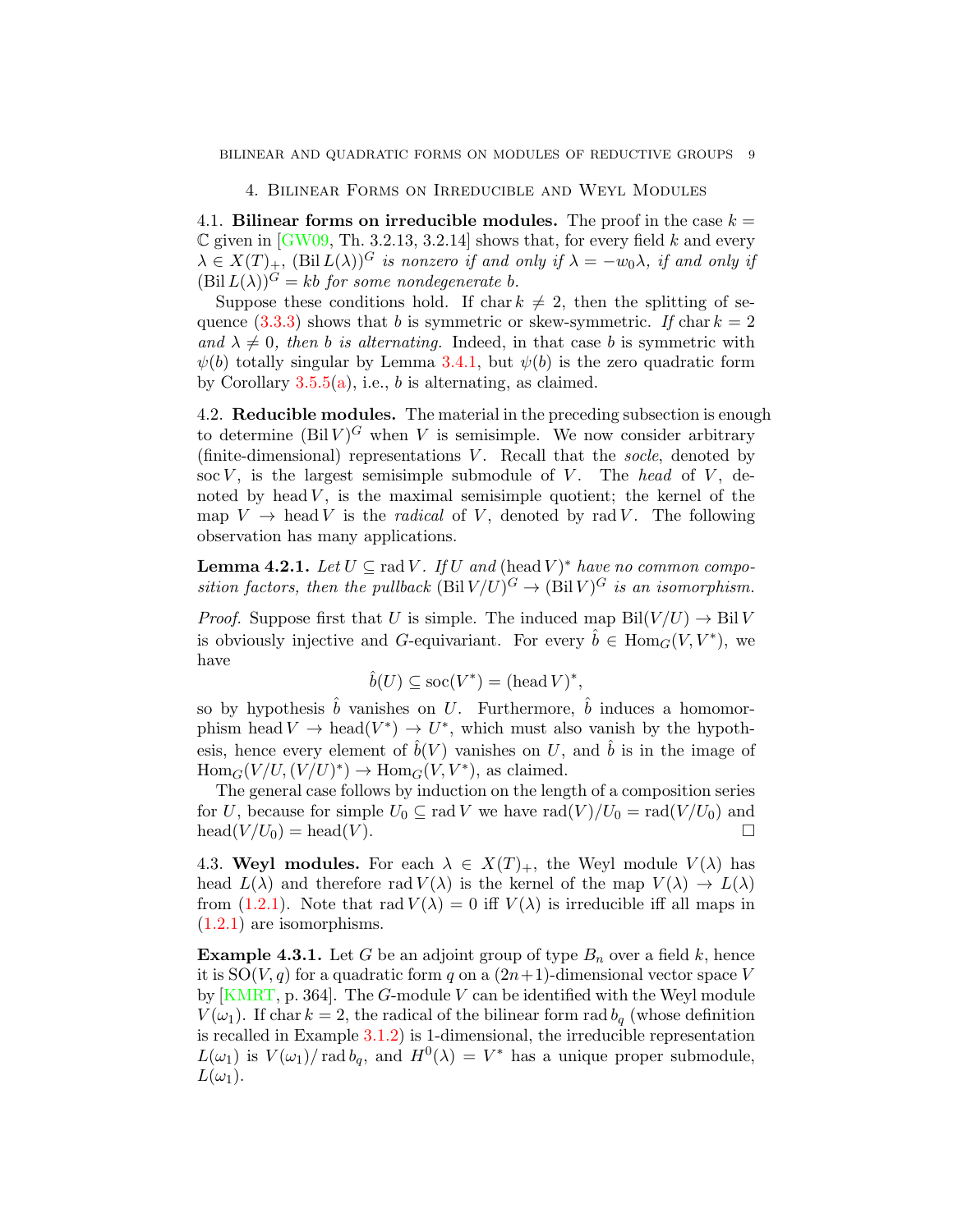## 4. Bilinear Forms on Irreducible and Weyl Modules

4.1. **Bilinear forms on irreducible modules.** The proof in the case $k = \mathbb{C}$ given in [GW09, Th. 3.2.13, 3.2.14] shows that, for every field $k$ and every $\lambda \in X(T)_+$, *$(\operatorname{Bil} L(\lambda))^G$ is nonzero if and only if $\lambda = -w_0\lambda$, if and only if $(\operatorname{Bil} L(\lambda))^G = kb$ for some nondegenerate $b$.*

Suppose these conditions hold. If $\operatorname{char} k \neq 2$, then the splitting of sequence (3.3.3) shows that $b$ is symmetric or skew-symmetric. *If $\operatorname{char} k = 2$ and $\lambda \neq 0$, then $b$ is alternating.* Indeed, in that case $b$ is symmetric with $\psi(b)$ totally singular by Lemma 3.4.1, but $\psi(b)$ is the zero quadratic form by Corollary 3.5.5(a), i.e., $b$ is alternating, as claimed.

4.2. **Reducible modules.** The material in the preceding subsection is enough to determine $(\operatorname{Bil} V)^G$ when $V$ is semisimple. We now consider arbitrary (finite-dimensional) representations $V$. Recall that the *socle*, denoted by $\operatorname{soc} V$, is the largest semisimple submodule of $V$. The *head* of $V$, denoted by $\operatorname{head} V$, is the maximal semisimple quotient; the kernel of the map $V \to \operatorname{head} V$ is the *radical* of $V$, denoted by $\operatorname{rad} V$. The following observation has many applications.

**Lemma 4.2.1.** *Let $U \subseteq \operatorname{rad} V$. If $U$ and $(\operatorname{head} V)^*$ have no common composition factors, then the pullback $(\operatorname{Bil} V/U)^G \to (\operatorname{Bil} V)^G$ is an isomorphism.*

*Proof.* Suppose first that $U$ is simple. The induced map $\operatorname{Bil}(V/U) \to \operatorname{Bil} V$ is obviously injective and $G$-equivariant. For every $\hat{b} \in \operatorname{Hom}_G(V, V^*)$, we have

$$\hat{b}(U) \subseteq \operatorname{soc}(V^*) = (\operatorname{head} V)^*,$$

so by hypothesis $\hat{b}$ vanishes on $U$. Furthermore, $\hat{b}$ induces a homomorphism $\operatorname{head} V \to \operatorname{head}(V^*) \to U^*$, which must also vanish by the hypothesis, hence every element of $\hat{b}(V)$ vanishes on $U$, and $\hat{b}$ is in the image of $\operatorname{Hom}_G(V/U, (V/U)^*) \to \operatorname{Hom}_G(V, V^*)$, as claimed.

The general case follows by induction on the length of a composition series for $U$, because for simple $U_0 \subseteq \operatorname{rad} V$ we have $\operatorname{rad}(V)/U_0 = \operatorname{rad}(V/U_0)$ and $\operatorname{head}(V/U_0) = \operatorname{head}(V)$. $\square$

4.3. **Weyl modules.** For each $\lambda \in X(T)_+$, the Weyl module $V(\lambda)$ has head $L(\lambda)$ and therefore $\operatorname{rad} V(\lambda)$ is the kernel of the map $V(\lambda) \to L(\lambda)$ from (1.2.1). Note that $\operatorname{rad} V(\lambda) = 0$ iff $V(\lambda)$ is irreducible iff all maps in (1.2.1) are isomorphisms.

**Example 4.3.1.** Let $G$ be an adjoint group of type $B_n$ over a field $k$, hence it is $\mathrm{SO}(V, q)$ for a quadratic form $q$ on a $(2n+1)$-dimensional vector space $V$ by [KMRT, p. 364]. The $G$-module $V$ can be identified with the Weyl module $V(\omega_1)$. If $\operatorname{char} k = 2$, the radical of the bilinear form $\operatorname{rad} b_q$ (whose definition is recalled in Example 3.1.2) is 1-dimensional, the irreducible representation $L(\omega_1)$ is $V(\omega_1)/\operatorname{rad} b_q$, and $H^0(\lambda) = V^*$ has a unique proper submodule, $L(\omega_1)$.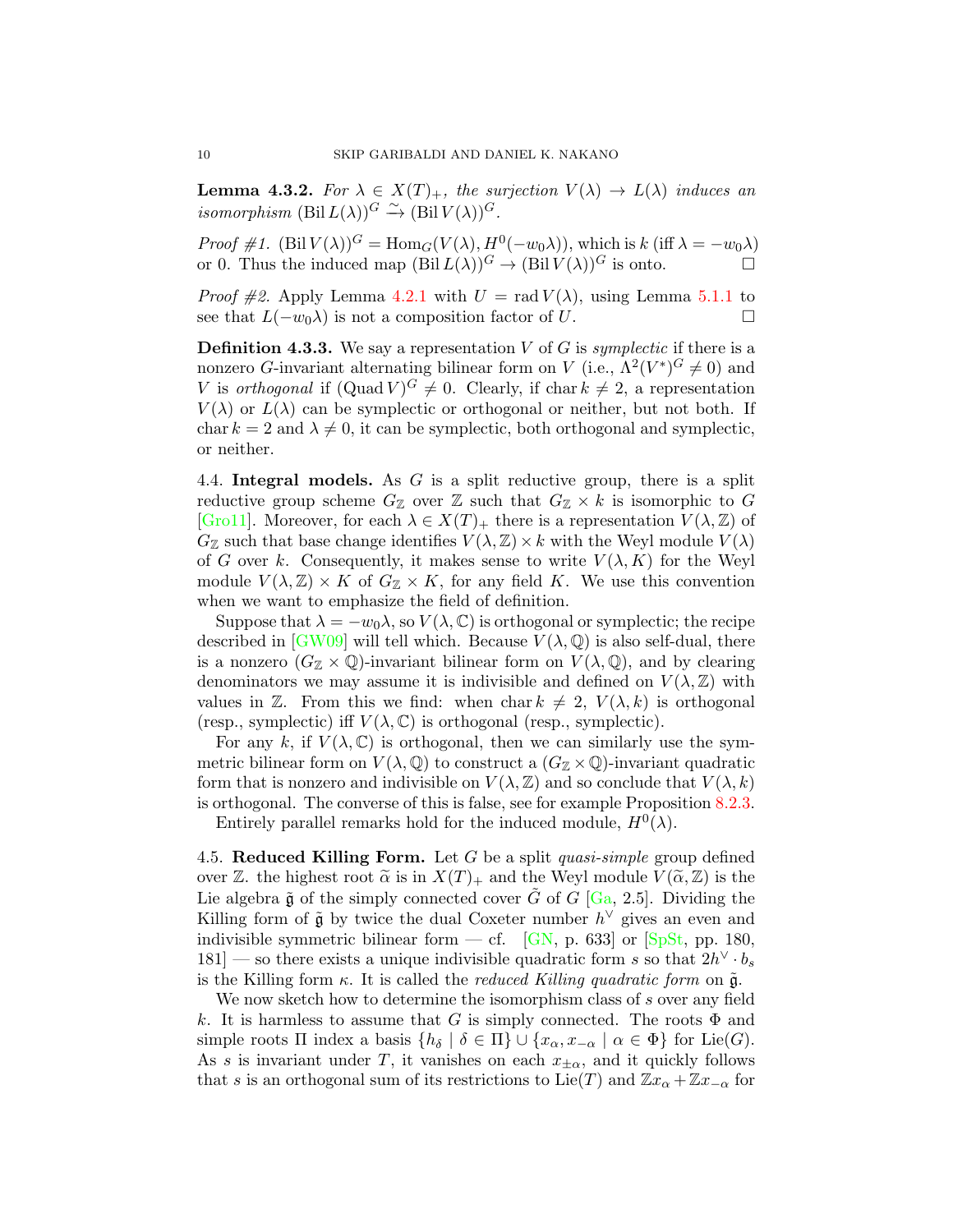**Lemma 4.3.2.** *For $\lambda \in X(T)_+$, the surjection $V(\lambda) \to L(\lambda)$ induces an isomorphism $(\operatorname{Bil} L(\lambda))^G \xrightarrow{\sim} (\operatorname{Bil} V(\lambda))^G$.*

*Proof #1.* $(\operatorname{Bil} V(\lambda))^G = \operatorname{Hom}_G(V(\lambda), H^0(-w_0\lambda))$, which is $k$ (iff $\lambda = -w_0\lambda$) or 0. Thus the induced map $(\operatorname{Bil} L(\lambda))^G \to (\operatorname{Bil} V(\lambda))^G$ is onto. □

*Proof #2.* Apply Lemma 4.2.1 with $U = \operatorname{rad} V(\lambda)$, using Lemma 5.1.1 to see that $L(-w_0\lambda)$ is not a composition factor of $U$. □

**Definition 4.3.3.** We say a representation $V$ of $G$ is *symplectic* if there is a nonzero $G$-invariant alternating bilinear form on $V$ (i.e., $\Lambda^2(V^*)^G \neq 0$) and $V$ is *orthogonal* if $(\operatorname{Quad} V)^G \neq 0$. Clearly, if $\operatorname{char} k \neq 2$, a representation $V(\lambda)$ or $L(\lambda)$ can be symplectic or orthogonal or neither, but not both. If $\operatorname{char} k = 2$ and $\lambda \neq 0$, it can be symplectic, both orthogonal and symplectic, or neither.

4.4. **Integral models.** As $G$ is a split reductive group, there is a split reductive group scheme $G_{\mathbb{Z}}$ over $\mathbb{Z}$ such that $G_{\mathbb{Z}} \times k$ is isomorphic to $G$ [Gro11]. Moreover, for each $\lambda \in X(T)_+$ there is a representation $V(\lambda, \mathbb{Z})$ of $G_{\mathbb{Z}}$ such that base change identifies $V(\lambda, \mathbb{Z}) \times k$ with the Weyl module $V(\lambda)$ of $G$ over $k$. Consequently, it makes sense to write $V(\lambda, K)$ for the Weyl module $V(\lambda, \mathbb{Z}) \times K$ of $G_{\mathbb{Z}} \times K$, for any field $K$. We use this convention when we want to emphasize the field of definition.

Suppose that $\lambda = -w_0\lambda$, so $V(\lambda, \mathbb{C})$ is orthogonal or symplectic; the recipe described in [GW09] will tell which. Because $V(\lambda, \mathbb{Q})$ is also self-dual, there is a nonzero $(G_{\mathbb{Z}} \times \mathbb{Q})$-invariant bilinear form on $V(\lambda, \mathbb{Q})$, and by clearing denominators we may assume it is indivisible and defined on $V(\lambda, \mathbb{Z})$ with values in $\mathbb{Z}$. From this we find: when $\operatorname{char} k \neq 2$, $V(\lambda, k)$ is orthogonal (resp., symplectic) iff $V(\lambda, \mathbb{C})$ is orthogonal (resp., symplectic).

For any $k$, if $V(\lambda, \mathbb{C})$ is orthogonal, then we can similarly use the symmetric bilinear form on $V(\lambda, \mathbb{Q})$ to construct a $(G_{\mathbb{Z}} \times \mathbb{Q})$-invariant quadratic form that is nonzero and indivisible on $V(\lambda, \mathbb{Z})$ and so conclude that $V(\lambda, k)$ is orthogonal. The converse of this is false, see for example Proposition 8.2.3.

Entirely parallel remarks hold for the induced module, $H^0(\lambda)$.

4.5. **Reduced Killing Form.** Let $G$ be a split *quasi-simple* group defined over $\mathbb{Z}$. the highest root $\widetilde{\alpha}$ is in $X(T)_+$ and the Weyl module $V(\widetilde{\alpha}, \mathbb{Z})$ is the Lie algebra $\tilde{\mathfrak{g}}$ of the simply connected cover $\tilde{G}$ of $G$ [Ga, 2.5]. Dividing the Killing form of $\tilde{\mathfrak{g}}$ by twice the dual Coxeter number $h^\vee$ gives an even and indivisible symmetric bilinear form — cf. [GN, p. 633] or [SpSt, pp. 180, 181] — so there exists a unique indivisible quadratic form $s$ so that $2h^\vee \cdot b_s$ is the Killing form $\kappa$. It is called the *reduced Killing quadratic form* on $\tilde{\mathfrak{g}}$.

We now sketch how to determine the isomorphism class of $s$ over any field $k$. It is harmless to assume that $G$ is simply connected. The roots $\Phi$ and simple roots $\Pi$ index a basis $\{h_\delta \mid \delta \in \Pi\} \cup \{x_\alpha, x_{-\alpha} \mid \alpha \in \Phi\}$ for $\operatorname{Lie}(G)$. As $s$ is invariant under $T$, it vanishes on each $x_{\pm\alpha}$, and it quickly follows that $s$ is an orthogonal sum of its restrictions to $\operatorname{Lie}(T)$ and $\mathbb{Z}x_\alpha + \mathbb{Z}x_{-\alpha}$ for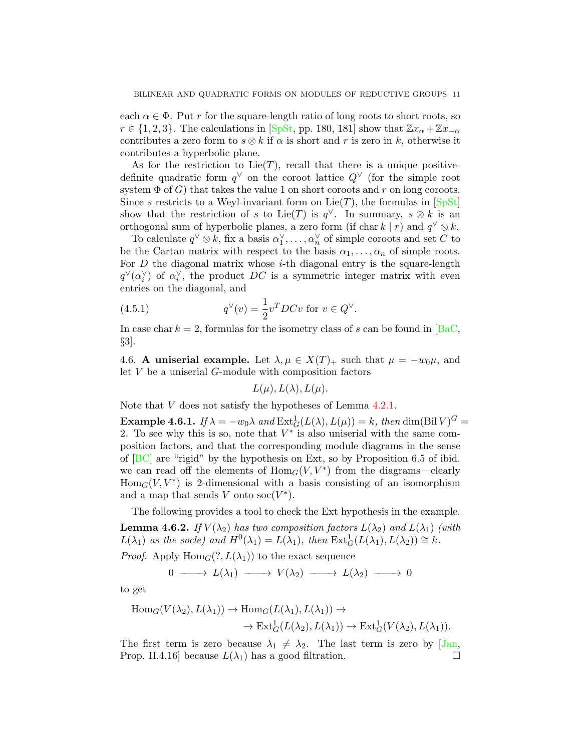each $\alpha \in \Phi$. Put $r$ for the square-length ratio of long roots to short roots, so $r \in \{1, 2, 3\}$. The calculations in [SpSt, pp. 180, 181] show that $\mathbb{Z}x_\alpha + \mathbb{Z}x_{-\alpha}$ contributes a zero form to $s \otimes k$ if $\alpha$ is short and $r$ is zero in $k$, otherwise it contributes a hyperbolic plane.

As for the restriction to $\mathrm{Lie}(T)$, recall that there is a unique positive-definite quadratic form $q^\vee$ on the coroot lattice $Q^\vee$ (for the simple root system $\Phi$ of $G$) that takes the value 1 on short coroots and $r$ on long coroots. Since $s$ restricts to a Weyl-invariant form on $\mathrm{Lie}(T)$, the formulas in [SpSt] show that the restriction of $s$ to $\mathrm{Lie}(T)$ is $q^\vee$. In summary, $s \otimes k$ is an orthogonal sum of hyperbolic planes, a zero form (if $\mathrm{char}\, k \mid r$) and $q^\vee \otimes k$.

To calculate $q^\vee \otimes k$, fix a basis $\alpha_1^\vee, \ldots, \alpha_n^\vee$ of simple coroots and set $C$ to be the Cartan matrix with respect to the basis $\alpha_1, \ldots, \alpha_n$ of simple roots. For $D$ the diagonal matrix whose $i$-th diagonal entry is the square-length $q^\vee(\alpha_i^\vee)$ of $\alpha_i^\vee$, the product $DC$ is a symmetric integer matrix with even entries on the diagonal, and

$$q^\vee(v) = \frac{1}{2} v^T DCv \text{ for } v \in Q^\vee. \tag{4.5.1}$$

In case $\mathrm{char}\, k = 2$, formulas for the isometry class of $s$ can be found in [BaC, §3].

4.6. **A uniserial example.** Let $\lambda, \mu \in X(T)_+$ such that $\mu = -w_0\mu$, and let $V$ be a uniserial $G$-module with composition factors

$$L(\mu), L(\lambda), L(\mu).$$

Note that $V$ does not satisfy the hypotheses of Lemma 4.2.1.

**Example 4.6.1.** *If $\lambda = -w_0\lambda$ and $\mathrm{Ext}^1_G(L(\lambda), L(\mu)) = k$, then* $\dim(\mathrm{Bil}\, V)^G = 2$. To see why this is so, note that $V^*$ is also uniserial with the same composition factors, and that the corresponding module diagrams in the sense of [BC] are "rigid" by the hypothesis on Ext, so by Proposition 6.5 of ibid. we can read off the elements of $\mathrm{Hom}_G(V, V^*)$ from the diagrams—clearly $\mathrm{Hom}_G(V, V^*)$ is 2-dimensional with a basis consisting of an isomorphism and a map that sends $V$ onto $\mathrm{soc}(V^*)$.

The following provides a tool to check the Ext hypothesis in the example.

**Lemma 4.6.2.** *If $V(\lambda_2)$ has two composition factors $L(\lambda_2)$ and $L(\lambda_1)$ (with $L(\lambda_1)$ as the socle) and $H^0(\lambda_1) = L(\lambda_1)$, then $\mathrm{Ext}^1_G(L(\lambda_1), L(\lambda_2)) \cong k$.*

*Proof.* Apply $\mathrm{Hom}_G(?, L(\lambda_1))$ to the exact sequence

$$0 \longrightarrow L(\lambda_1) \longrightarrow V(\lambda_2) \longrightarrow L(\lambda_2) \longrightarrow 0$$

to get

$$\mathrm{Hom}_G(V(\lambda_2), L(\lambda_1)) \to \mathrm{Hom}_G(L(\lambda_1), L(\lambda_1)) \to \\ \to \mathrm{Ext}^1_G(L(\lambda_2), L(\lambda_1)) \to \mathrm{Ext}^1_G(V(\lambda_2), L(\lambda_1)).$$

The first term is zero because $\lambda_1 \neq \lambda_2$. The last term is zero by [Jan, Prop. II.4.16] because $L(\lambda_1)$ has a good filtration. $\square$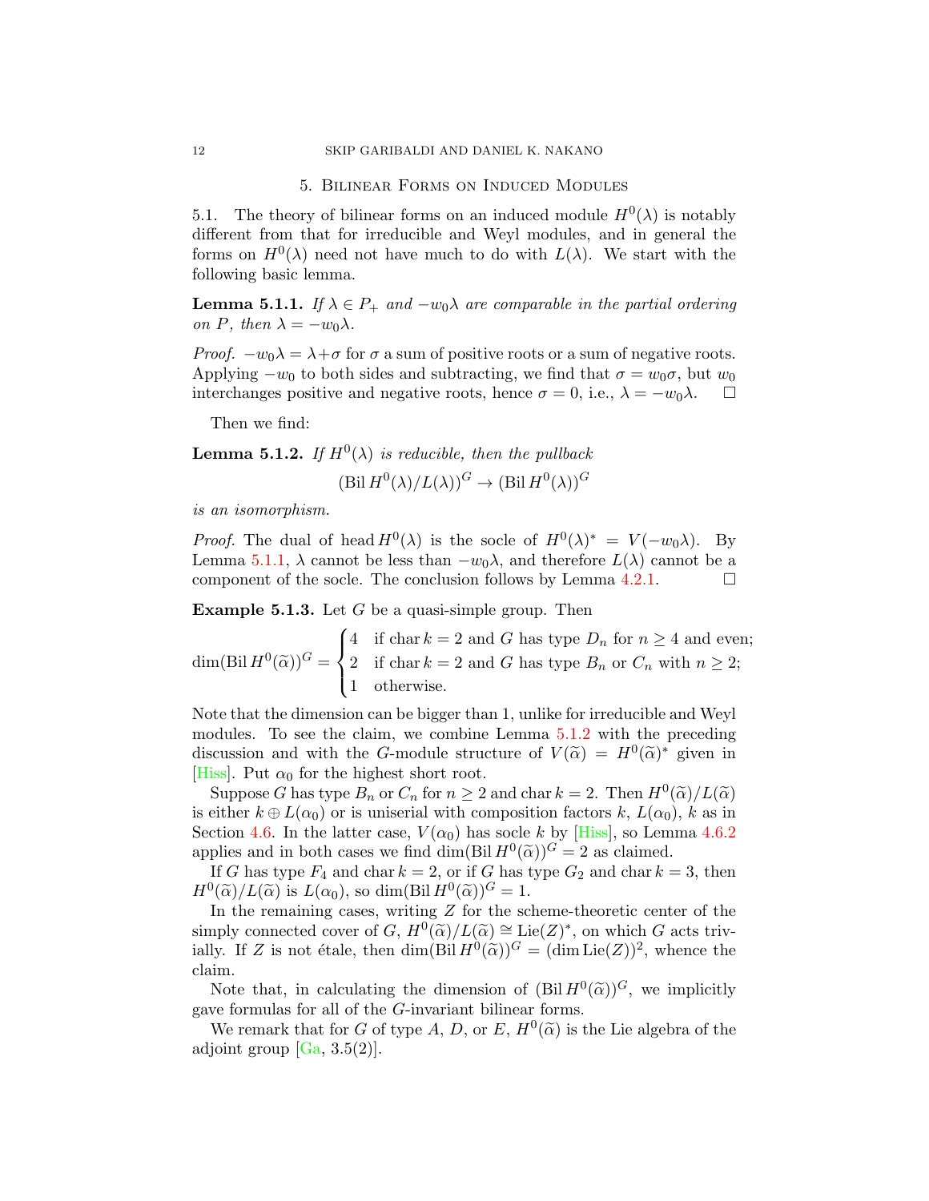## 5. Bilinear Forms on Induced Modules

5.1. The theory of bilinear forms on an induced module $H^0(\lambda)$ is notably different from that for irreducible and Weyl modules, and in general the forms on $H^0(\lambda)$ need not have much to do with $L(\lambda)$. We start with the following basic lemma.

**Lemma 5.1.1.** *If $\lambda \in P_+$ and $-w_0\lambda$ are comparable in the partial ordering on $P$, then $\lambda = -w_0\lambda$.*

*Proof.* $-w_0\lambda = \lambda + \sigma$ for $\sigma$ a sum of positive roots or a sum of negative roots. Applying $-w_0$ to both sides and subtracting, we find that $\sigma = w_0\sigma$, but $w_0$ interchanges positive and negative roots, hence $\sigma = 0$, i.e., $\lambda = -w_0\lambda$. □

Then we find:

**Lemma 5.1.2.** *If $H^0(\lambda)$ is reducible, then the pullback*

$$(\operatorname{Bil} H^0(\lambda)/L(\lambda))^G \to (\operatorname{Bil} H^0(\lambda))^G$$

*is an isomorphism.*

*Proof.* The dual of head $H^0(\lambda)$ is the socle of $H^0(\lambda)^* = V(-w_0\lambda)$. By Lemma 5.1.1, $\lambda$ cannot be less than $-w_0\lambda$, and therefore $L(\lambda)$ cannot be a component of the socle. The conclusion follows by Lemma 4.2.1. □

**Example 5.1.3.** Let $G$ be a quasi-simple group. Then

$$\dim(\operatorname{Bil} H^0(\widetilde{\alpha}))^G = \begin{cases} 4 & \text{if } \operatorname{char} k = 2 \text{ and } G \text{ has type } D_n \text{ for } n \geq 4 \text{ and even;} \\ 2 & \text{if } \operatorname{char} k = 2 \text{ and } G \text{ has type } B_n \text{ or } C_n \text{ with } n \geq 2; \\ 1 & \text{otherwise.} \end{cases}$$

Note that the dimension can be bigger than 1, unlike for irreducible and Weyl modules. To see the claim, we combine Lemma 5.1.2 with the preceding discussion and with the $G$-module structure of $V(\widetilde{\alpha}) = H^0(\widetilde{\alpha})^*$ given in [Hiss]. Put $\alpha_0$ for the highest short root.

Suppose $G$ has type $B_n$ or $C_n$ for $n \geq 2$ and $\operatorname{char} k = 2$. Then $H^0(\widetilde{\alpha})/L(\widetilde{\alpha})$ is either $k \oplus L(\alpha_0)$ or is uniserial with composition factors $k$, $L(\alpha_0)$, $k$ as in Section 4.6. In the latter case, $V(\alpha_0)$ has socle $k$ by [Hiss], so Lemma 4.6.2 applies and in both cases we find $\dim(\operatorname{Bil} H^0(\widetilde{\alpha}))^G = 2$ as claimed.

If $G$ has type $F_4$ and $\operatorname{char} k = 2$, or if $G$ has type $G_2$ and $\operatorname{char} k = 3$, then $H^0(\widetilde{\alpha})/L(\widetilde{\alpha})$ is $L(\alpha_0)$, so $\dim(\operatorname{Bil} H^0(\widetilde{\alpha}))^G = 1$.

In the remaining cases, writing $Z$ for the scheme-theoretic center of the simply connected cover of $G$, $H^0(\widetilde{\alpha})/L(\widetilde{\alpha}) \cong \operatorname{Lie}(Z)^*$, on which $G$ acts trivially. If $Z$ is not étale, then $\dim(\operatorname{Bil} H^0(\widetilde{\alpha}))^G = (\dim \operatorname{Lie}(Z))^2$, whence the claim.

Note that, in calculating the dimension of $(\operatorname{Bil} H^0(\widetilde{\alpha}))^G$, we implicitly gave formulas for all of the $G$-invariant bilinear forms.

We remark that for $G$ of type $A$, $D$, or $E$, $H^0(\widetilde{\alpha})$ is the Lie algebra of the adjoint group [Ga, 3.5(2)].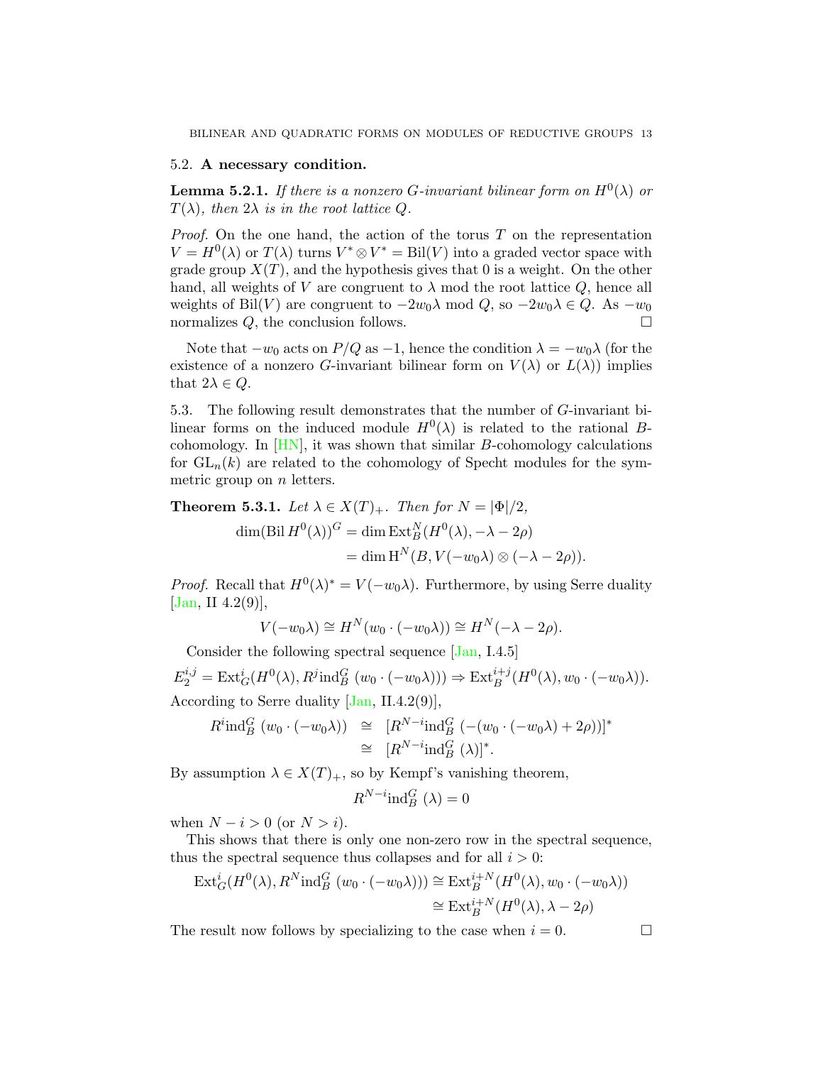### 5.2. **A necessary condition.**

**Lemma 5.2.1.** *If there is a nonzero $G$-invariant bilinear form on $H^0(\lambda)$ or $T(\lambda)$, then $2\lambda$ is in the root lattice $Q$.*

*Proof.* On the one hand, the action of the torus $T$ on the representation $V = H^0(\lambda)$ or $T(\lambda)$ turns $V^* \otimes V^* = \mathrm{Bil}(V)$ into a graded vector space with grade group $X(T)$, and the hypothesis gives that 0 is a weight. On the other hand, all weights of $V$ are congruent to $\lambda$ mod the root lattice $Q$, hence all weights of $\mathrm{Bil}(V)$ are congruent to $-2w_0\lambda$ mod $Q$, so $-2w_0\lambda \in Q$. As $-w_0$ normalizes $Q$, the conclusion follows. $\square$

Note that $-w_0$ acts on $P/Q$ as $-1$, hence the condition $\lambda = -w_0\lambda$ (for the existence of a nonzero $G$-invariant bilinear form on $V(\lambda)$ or $L(\lambda)$) implies that $2\lambda \in Q$.

5.3. The following result demonstrates that the number of $G$-invariant bilinear forms on the induced module $H^0(\lambda)$ is related to the rational $B$-cohomology. In [HN], it was shown that similar $B$-cohomology calculations for $\mathrm{GL}_n(k)$ are related to the cohomology of Specht modules for the symmetric group on $n$ letters.

**Theorem 5.3.1.** *Let $\lambda \in X(T)_+$. Then for $N = |\Phi|/2$,*

$$\begin{aligned}\dim(\mathrm{Bil}\, H^0(\lambda))^G &= \dim \mathrm{Ext}^N_B(H^0(\lambda), -\lambda - 2\rho) \\ &= \dim \mathrm{H}^N(B, V(-w_0\lambda) \otimes (-\lambda - 2\rho)).\end{aligned}$$

*Proof.* Recall that $H^0(\lambda)^* = V(-w_0\lambda)$. Furthermore, by using Serre duality [Jan, II 4.2(9)],

$$V(-w_0\lambda) \cong H^N(w_0 \cdot (-w_0\lambda)) \cong H^N(-\lambda - 2\rho).$$

Consider the following spectral sequence [Jan, I.4.5]

$$E_2^{i,j} = \mathrm{Ext}^i_G(H^0(\lambda), R^j\mathrm{ind}_B^G\,(w_0 \cdot (-w_0\lambda))) \Rightarrow \mathrm{Ext}^{i+j}_B(H^0(\lambda), w_0 \cdot (-w_0\lambda)).$$

According to Serre duality [Jan, II.4.2(9)],

$$\begin{aligned}R^i\mathrm{ind}_B^G\,(w_0 \cdot (-w_0\lambda)) &\cong [R^{N-i}\mathrm{ind}_B^G\,(-(w_0 \cdot (-w_0\lambda) + 2\rho))]^* \\ &\cong [R^{N-i}\mathrm{ind}_B^G\,(\lambda)]^*.\end{aligned}$$

By assumption $\lambda \in X(T)_+$, so by Kempf's vanishing theorem,

$$R^{N-i}\mathrm{ind}_B^G\,(\lambda) = 0$$

when $N - i > 0$ (or $N > i$).

This shows that there is only one non-zero row in the spectral sequence, thus the spectral sequence thus collapses and for all $i > 0$:

$$\begin{aligned}\mathrm{Ext}^i_G(H^0(\lambda), R^N\mathrm{ind}_B^G\,(w_0 \cdot (-w_0\lambda))) &\cong \mathrm{Ext}^{i+N}_B(H^0(\lambda), w_0 \cdot (-w_0\lambda)) \\ &\cong \mathrm{Ext}^{i+N}_B(H^0(\lambda), \lambda - 2\rho)\end{aligned}$$

The result now follows by specializing to the case when $i = 0$. $\square$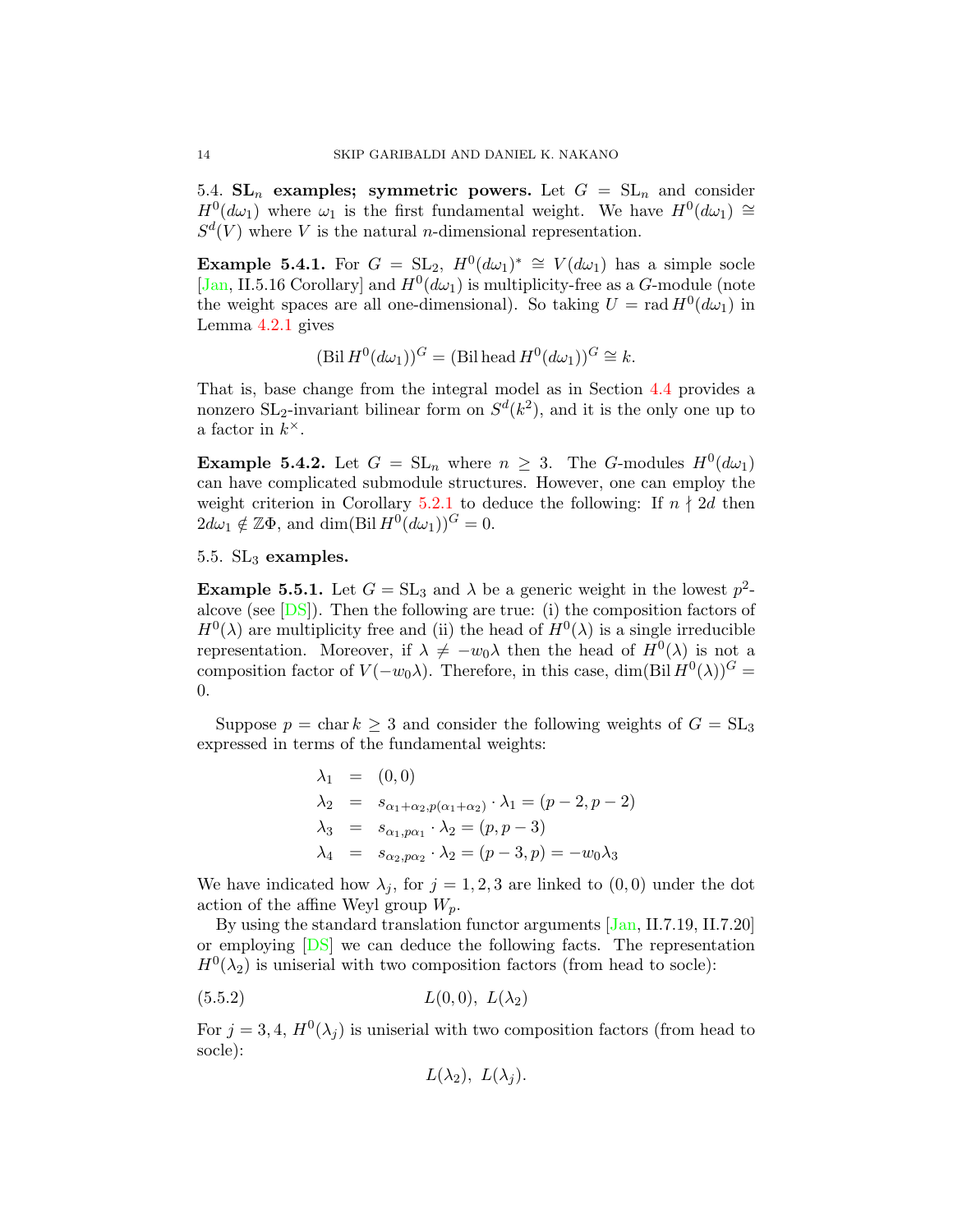### 5.4. $\mathrm{SL}_n$ examples; symmetric powers.

Let $G = \mathrm{SL}_n$ and consider $H^0(d\omega_1)$ where $\omega_1$ is the first fundamental weight. We have $H^0(d\omega_1) \cong S^d(V)$ where $V$ is the natural $n$-dimensional representation.

**Example 5.4.1.** For $G = \mathrm{SL}_2$, $H^0(d\omega_1)^* \cong V(d\omega_1)$ has a simple socle [Jan, II.5.16 Corollary] and $H^0(d\omega_1)$ is multiplicity-free as a $G$-module (note the weight spaces are all one-dimensional). So taking $U = \operatorname{rad} H^0(d\omega_1)$ in Lemma 4.2.1 gives

$$(\mathrm{Bil}\, H^0(d\omega_1))^G = (\mathrm{Bil}\,\mathrm{head}\, H^0(d\omega_1))^G \cong k.$$

That is, base change from the integral model as in Section 4.4 provides a nonzero $\mathrm{SL}_2$-invariant bilinear form on $S^d(k^2)$, and it is the only one up to a factor in $k^\times$.

**Example 5.4.2.** Let $G = \mathrm{SL}_n$ where $n \geq 3$. The $G$-modules $H^0(d\omega_1)$ can have complicated submodule structures. However, one can employ the weight criterion in Corollary 5.2.1 to deduce the following: If $n \nmid 2d$ then $2d\omega_1 \notin \mathbb{Z}\Phi$, and $\dim(\mathrm{Bil}\, H^0(d\omega_1))^G = 0$.

### 5.5. $\mathrm{SL}_3$ examples.

**Example 5.5.1.** Let $G = \mathrm{SL}_3$ and $\lambda$ be a generic weight in the lowest $p^2$-alcove (see [DS]). Then the following are true: (i) the composition factors of $H^0(\lambda)$ are multiplicity free and (ii) the head of $H^0(\lambda)$ is a single irreducible representation. Moreover, if $\lambda \neq -w_0\lambda$ then the head of $H^0(\lambda)$ is not a composition factor of $V(-w_0\lambda)$. Therefore, in this case, $\dim(\mathrm{Bil}\, H^0(\lambda))^G = 0$.

Suppose $p = \operatorname{char} k \geq 3$ and consider the following weights of $G = \mathrm{SL}_3$ expressed in terms of the fundamental weights:

$$\begin{aligned}
\lambda_1 &= (0,0) \\
\lambda_2 &= s_{\alpha_1+\alpha_2, p(\alpha_1+\alpha_2)} \cdot \lambda_1 = (p-2, p-2) \\
\lambda_3 &= s_{\alpha_1, p\alpha_1} \cdot \lambda_2 = (p, p-3) \\
\lambda_4 &= s_{\alpha_2, p\alpha_2} \cdot \lambda_2 = (p-3, p) = -w_0\lambda_3
\end{aligned}$$

We have indicated how $\lambda_j$, for $j = 1, 2, 3$ are linked to $(0,0)$ under the dot action of the affine Weyl group $W_p$.

By using the standard translation functor arguments [Jan, II.7.19, II.7.20] or employing [DS] we can deduce the following facts. The representation $H^0(\lambda_2)$ is uniserial with two composition factors (from head to socle):

$$L(0,0),\ L(\lambda_2) \tag{5.5.2}$$

For $j = 3, 4$, $H^0(\lambda_j)$ is uniserial with two composition factors (from head to socle):

$$L(\lambda_2),\ L(\lambda_j).$$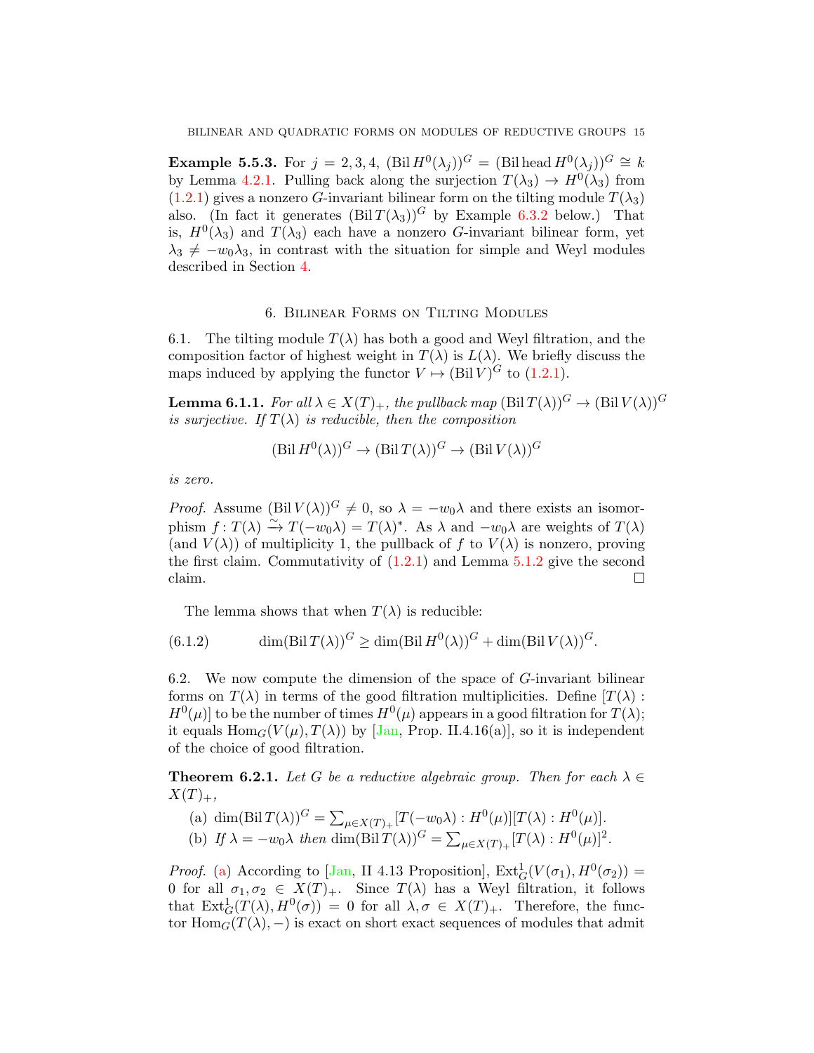**Example 5.5.3.** For $j = 2, 3, 4$, $(\mathrm{Bil}\, H^0(\lambda_j))^G = (\mathrm{Bil}\,\mathrm{head}\, H^0(\lambda_j))^G \cong k$ by Lemma 4.2.1. Pulling back along the surjection $T(\lambda_3) \to H^0(\lambda_3)$ from (1.2.1) gives a nonzero $G$-invariant bilinear form on the tilting module $T(\lambda_3)$ also. (In fact it generates $(\mathrm{Bil}\, T(\lambda_3))^G$ by Example 6.3.2 below.) That is, $H^0(\lambda_3)$ and $T(\lambda_3)$ each have a nonzero $G$-invariant bilinear form, yet $\lambda_3 \neq -w_0\lambda_3$, in contrast with the situation for simple and Weyl modules described in Section 4.

## 6. Bilinear Forms on Tilting Modules

6.1. The tilting module $T(\lambda)$ has both a good and Weyl filtration, and the composition factor of highest weight in $T(\lambda)$ is $L(\lambda)$. We briefly discuss the maps induced by applying the functor $V \mapsto (\mathrm{Bil}\, V)^G$ to (1.2.1).

**Lemma 6.1.1.** *For all $\lambda \in X(T)_+$, the pullback map $(\mathrm{Bil}\, T(\lambda))^G \to (\mathrm{Bil}\, V(\lambda))^G$ is surjective. If $T(\lambda)$ is reducible, then the composition*

$$(\mathrm{Bil}\, H^0(\lambda))^G \to (\mathrm{Bil}\, T(\lambda))^G \to (\mathrm{Bil}\, V(\lambda))^G$$

*is zero.*

*Proof.* Assume $(\mathrm{Bil}\, V(\lambda))^G \neq 0$, so $\lambda = -w_0\lambda$ and there exists an isomorphism $f \colon T(\lambda) \xrightarrow{\sim} T(-w_0\lambda) = T(\lambda)^*$. As $\lambda$ and $-w_0\lambda$ are weights of $T(\lambda)$ (and $V(\lambda)$) of multiplicity 1, the pullback of $f$ to $V(\lambda)$ is nonzero, proving the first claim. Commutativity of (1.2.1) and Lemma 5.1.2 give the second claim. □

The lemma shows that when $T(\lambda)$ is reducible:

$$\dim(\mathrm{Bil}\, T(\lambda))^G \geq \dim(\mathrm{Bil}\, H^0(\lambda))^G + \dim(\mathrm{Bil}\, V(\lambda))^G. \tag{6.1.2}$$

6.2. We now compute the dimension of the space of $G$-invariant bilinear forms on $T(\lambda)$ in terms of the good filtration multiplicities. Define $[T(\lambda) : H^0(\mu)]$ to be the number of times $H^0(\mu)$ appears in a good filtration for $T(\lambda)$; it equals $\mathrm{Hom}_G(V(\mu), T(\lambda))$ by [Jan, Prop. II.4.16(a)], so it is independent of the choice of good filtration.

**Theorem 6.2.1.** *Let $G$ be a reductive algebraic group. Then for each $\lambda \in X(T)_+$,*

(a) $\dim(\mathrm{Bil}\, T(\lambda))^G = \sum_{\mu \in X(T)_+} [T(-w_0\lambda) : H^0(\mu)][T(\lambda) : H^0(\mu)]$.

(b) *If $\lambda = -w_0\lambda$ then* $\dim(\mathrm{Bil}\, T(\lambda))^G = \sum_{\mu \in X(T)_+} [T(\lambda) : H^0(\mu)]^2$.

*Proof.* (a) According to [Jan, II 4.13 Proposition], $\mathrm{Ext}^1_G(V(\sigma_1), H^0(\sigma_2)) = 0$ for all $\sigma_1, \sigma_2 \in X(T)_+$. Since $T(\lambda)$ has a Weyl filtration, it follows that $\mathrm{Ext}^1_G(T(\lambda), H^0(\sigma)) = 0$ for all $\lambda, \sigma \in X(T)_+$. Therefore, the functor $\mathrm{Hom}_G(T(\lambda), -)$ is exact on short exact sequences of modules that admit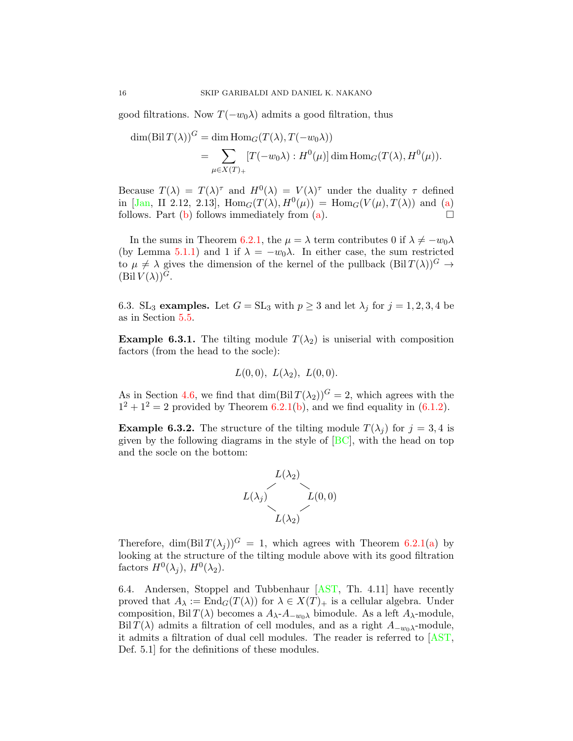good filtrations. Now $T(-w_0\lambda)$ admits a good filtration, thus

$$\begin{aligned}\dim(\operatorname{Bil} T(\lambda))^G &= \dim \operatorname{Hom}_G(T(\lambda), T(-w_0\lambda)) \\ &= \sum_{\mu \in X(T)_+} [T(-w_0\lambda) : H^0(\mu)] \dim \operatorname{Hom}_G(T(\lambda), H^0(\mu)).\end{aligned}$$

Because $T(\lambda) = T(\lambda)^\tau$ and $H^0(\lambda) = V(\lambda)^\tau$ under the duality $\tau$ defined in [Jan, II 2.12, 2.13], $\operatorname{Hom}_G(T(\lambda), H^0(\mu)) = \operatorname{Hom}_G(V(\mu), T(\lambda))$ and (a) follows. Part (b) follows immediately from (a). $\square$

In the sums in Theorem 6.2.1, the $\mu = \lambda$ term contributes 0 if $\lambda \neq -w_0\lambda$ (by Lemma 5.1.1) and 1 if $\lambda = -w_0\lambda$. In either case, the sum restricted to $\mu \neq \lambda$ gives the dimension of the kernel of the pullback $(\operatorname{Bil} T(\lambda))^G \to (\operatorname{Bil} V(\lambda))^G$.

6.3. $\mathrm{SL}_3$ **examples.** Let $G = \mathrm{SL}_3$ with $p \geq 3$ and let $\lambda_j$ for $j = 1, 2, 3, 4$ be as in Section 5.5.

**Example 6.3.1.** The tilting module $T(\lambda_2)$ is uniserial with composition factors (from the head to the socle):

$$L(0,0),\ L(\lambda_2),\ L(0,0).$$

As in Section 4.6, we find that $\dim(\operatorname{Bil} T(\lambda_2))^G = 2$, which agrees with the $1^2 + 1^2 = 2$ provided by Theorem 6.2.1(b), and we find equality in (6.1.2).

**Example 6.3.2.** The structure of the tilting module $T(\lambda_j)$ for $j = 3, 4$ is given by the following diagrams in the style of [BC], with the head on top and the socle on the bottom:

$$\begin{array}{ccc} & L(\lambda_2) & \\ \diagup & & \diagdown \\ L(\lambda_j) & & L(0,0) \\ \diagdown & & \diagup \\ & L(\lambda_2) & \end{array}$$

Therefore, $\dim(\operatorname{Bil} T(\lambda_j))^G = 1$, which agrees with Theorem 6.2.1(a) by looking at the structure of the tilting module above with its good filtration factors $H^0(\lambda_j)$, $H^0(\lambda_2)$.

6.4. Andersen, Stoppel and Tubbenhaur [AST, Th. 4.11] have recently proved that $A_\lambda := \operatorname{End}_G(T(\lambda))$ for $\lambda \in X(T)_+$ is a cellular algebra. Under composition, $\operatorname{Bil} T(\lambda)$ becomes a $A_\lambda$-$A_{-w_0\lambda}$ bimodule. As a left $A_\lambda$-module, $\operatorname{Bil} T(\lambda)$ admits a filtration of cell modules, and as a right $A_{-w_0\lambda}$-module, it admits a filtration of dual cell modules. The reader is referred to [AST, Def. 5.1] for the definitions of these modules.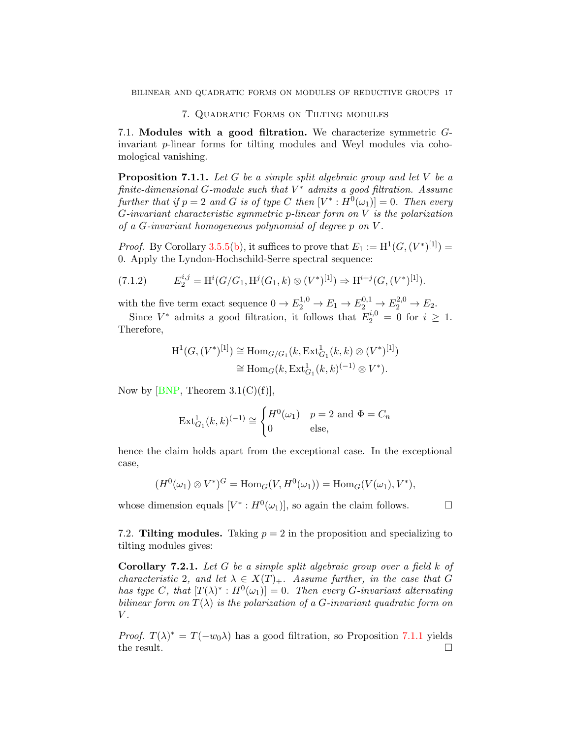## 7. Quadratic Forms on Tilting modules

7.1. **Modules with a good filtration.** We characterize symmetric $G$-invariant $p$-linear forms for tilting modules and Weyl modules via cohomological vanishing.

**Proposition 7.1.1.** *Let $G$ be a simple split algebraic group and let $V$ be a finite-dimensional $G$-module such that $V^*$ admits a good filtration. Assume further that if $p = 2$ and $G$ is of type $C$ then $[V^* : H^0(\omega_1)] = 0$. Then every $G$-invariant characteristic symmetric $p$-linear form on $V$ is the polarization of a $G$-invariant homogeneous polynomial of degree $p$ on $V$.*

*Proof.* By Corollary 3.5.5(b), it suffices to prove that $E_1 := \mathrm{H}^1(G, (V^*)^{[1]}) = 0$. Apply the Lyndon-Hochschild-Serre spectral sequence:

$$E_2^{i,j} = \mathrm{H}^i(G/G_1, \mathrm{H}^j(G_1, k) \otimes (V^*)^{[1]}) \Rightarrow \mathrm{H}^{i+j}(G, (V^*)^{[1]}). \tag{7.1.2}$$

with the five term exact sequence $0 \to E_2^{1,0} \to E_1 \to E_2^{0,1} \to E_2^{2,0} \to E_2$.

Since $V^*$ admits a good filtration, it follows that $E_2^{i,0} = 0$ for $i \geq 1$. Therefore,

$$\begin{aligned}
\mathrm{H}^1(G, (V^*)^{[1]}) &\cong \mathrm{Hom}_{G/G_1}(k, \mathrm{Ext}^1_{G_1}(k,k) \otimes (V^*)^{[1]}) \\
&\cong \mathrm{Hom}_G(k, \mathrm{Ext}^1_{G_1}(k,k)^{(-1)} \otimes V^*).
\end{aligned}$$

Now by [BNP, Theorem 3.1(C)(f)],

$$\mathrm{Ext}^1_{G_1}(k,k)^{(-1)} \cong \begin{cases} H^0(\omega_1) & p = 2 \text{ and } \Phi = C_n \\ 0 & \text{else,} \end{cases}$$

hence the claim holds apart from the exceptional case. In the exceptional case,

$$(H^0(\omega_1) \otimes V^*)^G = \mathrm{Hom}_G(V, H^0(\omega_1)) = \mathrm{Hom}_G(V(\omega_1), V^*),$$

whose dimension equals $[V^* : H^0(\omega_1)]$, so again the claim follows. $\square$

7.2. **Tilting modules.** Taking $p = 2$ in the proposition and specializing to tilting modules gives:

**Corollary 7.2.1.** *Let $G$ be a simple split algebraic group over a field $k$ of characteristic 2, and let $\lambda \in X(T)_+$. Assume further, in the case that $G$ has type $C$, that $[T(\lambda)^* : H^0(\omega_1)] = 0$. Then every $G$-invariant alternating bilinear form on $T(\lambda)$ is the polarization of a $G$-invariant quadratic form on $V$.*

*Proof.* $T(\lambda)^* = T(-w_0\lambda)$ has a good filtration, so Proposition 7.1.1 yields the result. $\square$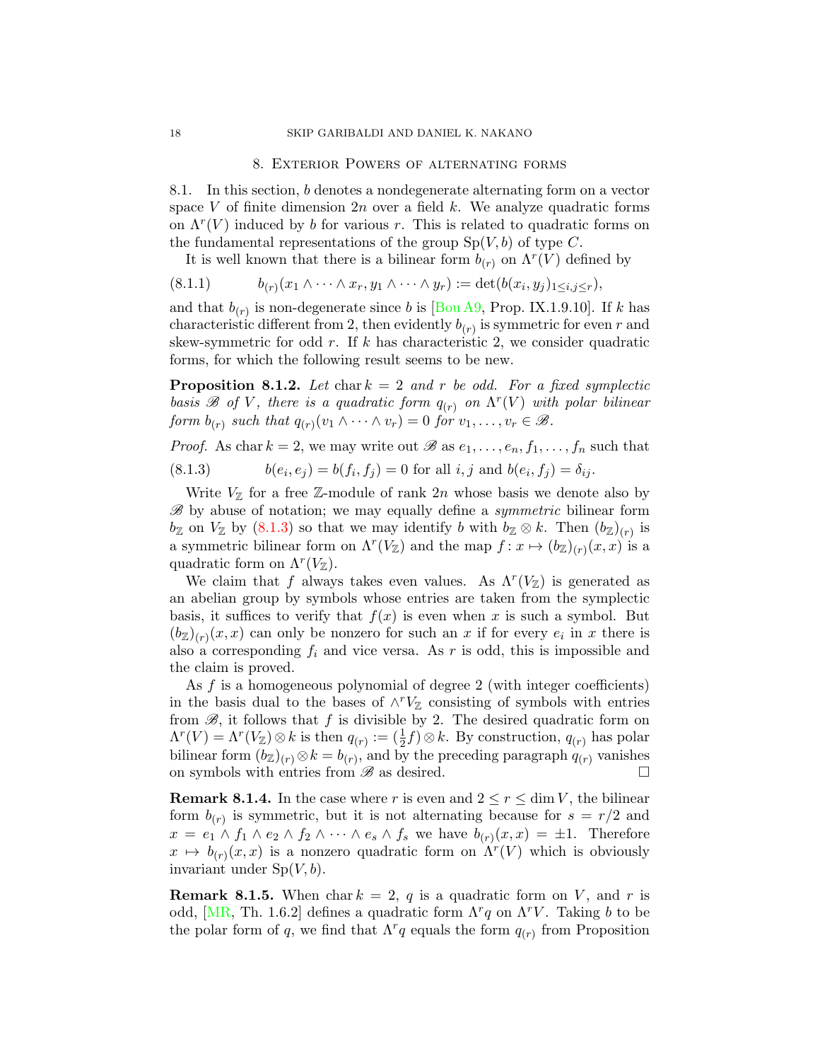## 8. Exterior Powers of alternating forms

8.1. In this section, $b$ denotes a nondegenerate alternating form on a vector space $V$ of finite dimension $2n$ over a field $k$. We analyze quadratic forms on $\Lambda^r(V)$ induced by $b$ for various $r$. This is related to quadratic forms on the fundamental representations of the group $\mathrm{Sp}(V, b)$ of type $C$.

It is well known that there is a bilinear form $b_{(r)}$ on $\Lambda^r(V)$ defined by

$$b_{(r)}(x_1 \wedge \cdots \wedge x_r, y_1 \wedge \cdots \wedge y_r) := \det(b(x_i, y_j)_{1 \le i,j \le r}), \tag{8.1.1}$$

and that $b_{(r)}$ is non-degenerate since $b$ is [Bou A9, Prop. IX.1.9.10]. If $k$ has characteristic different from 2, then evidently $b_{(r)}$ is symmetric for even $r$ and skew-symmetric for odd $r$. If $k$ has characteristic 2, we consider quadratic forms, for which the following result seems to be new.

**Proposition 8.1.2.** *Let $\mathrm{char}\, k = 2$ and $r$ be odd. For a fixed symplectic basis $\mathscr{B}$ of $V$, there is a quadratic form $q_{(r)}$ on $\Lambda^r(V)$ with polar bilinear form $b_{(r)}$ such that $q_{(r)}(v_1 \wedge \cdots \wedge v_r) = 0$ for $v_1, \ldots, v_r \in \mathscr{B}$.*

*Proof.* As $\mathrm{char}\, k = 2$, we may write out $\mathscr{B}$ as $e_1, \ldots, e_n, f_1, \ldots, f_n$ such that

$$b(e_i, e_j) = b(f_i, f_j) = 0 \text{ for all } i, j \text{ and } b(e_i, f_j) = \delta_{ij}. \tag{8.1.3}$$

Write $V_\mathbb{Z}$ for a free $\mathbb{Z}$-module of rank $2n$ whose basis we denote also by $\mathscr{B}$ by abuse of notation; we may equally define a *symmetric* bilinear form $b_\mathbb{Z}$ on $V_\mathbb{Z}$ by (8.1.3) so that we may identify $b$ with $b_\mathbb{Z} \otimes k$. Then $(b_\mathbb{Z})_{(r)}$ is a symmetric bilinear form on $\Lambda^r(V_\mathbb{Z})$ and the map $f \colon x \mapsto (b_\mathbb{Z})_{(r)}(x, x)$ is a quadratic form on $\Lambda^r(V_\mathbb{Z})$.

We claim that $f$ always takes even values. As $\Lambda^r(V_\mathbb{Z})$ is generated as an abelian group by symbols whose entries are taken from the symplectic basis, it suffices to verify that $f(x)$ is even when $x$ is such a symbol. But $(b_\mathbb{Z})_{(r)}(x, x)$ can only be nonzero for such an $x$ if for every $e_i$ in $x$ there is also a corresponding $f_i$ and vice versa. As $r$ is odd, this is impossible and the claim is proved.

As $f$ is a homogeneous polynomial of degree 2 (with integer coefficients) in the basis dual to the bases of $\wedge^r V_\mathbb{Z}$ consisting of symbols with entries from $\mathscr{B}$, it follows that $f$ is divisible by 2. The desired quadratic form on $\Lambda^r(V) = \Lambda^r(V_\mathbb{Z}) \otimes k$ is then $q_{(r)} := (\frac{1}{2} f) \otimes k$. By construction, $q_{(r)}$ has polar bilinear form $(b_\mathbb{Z})_{(r)} \otimes k = b_{(r)}$, and by the preceding paragraph $q_{(r)}$ vanishes on symbols with entries from $\mathscr{B}$ as desired. $\square$

**Remark 8.1.4.** In the case where $r$ is even and $2 \le r \le \dim V$, the bilinear form $b_{(r)}$ is symmetric, but it is not alternating because for $s = r/2$ and $x = e_1 \wedge f_1 \wedge e_2 \wedge f_2 \wedge \cdots \wedge e_s \wedge f_s$ we have $b_{(r)}(x, x) = \pm 1$. Therefore $x \mapsto b_{(r)}(x, x)$ is a nonzero quadratic form on $\Lambda^r(V)$ which is obviously invariant under $\mathrm{Sp}(V, b)$.

**Remark 8.1.5.** When $\mathrm{char}\, k = 2$, $q$ is a quadratic form on $V$, and $r$ is odd, [MR, Th. 1.6.2] defines a quadratic form $\Lambda^r q$ on $\Lambda^r V$. Taking $b$ to be the polar form of $q$, we find that $\Lambda^r q$ equals the form $q_{(r)}$ from Proposition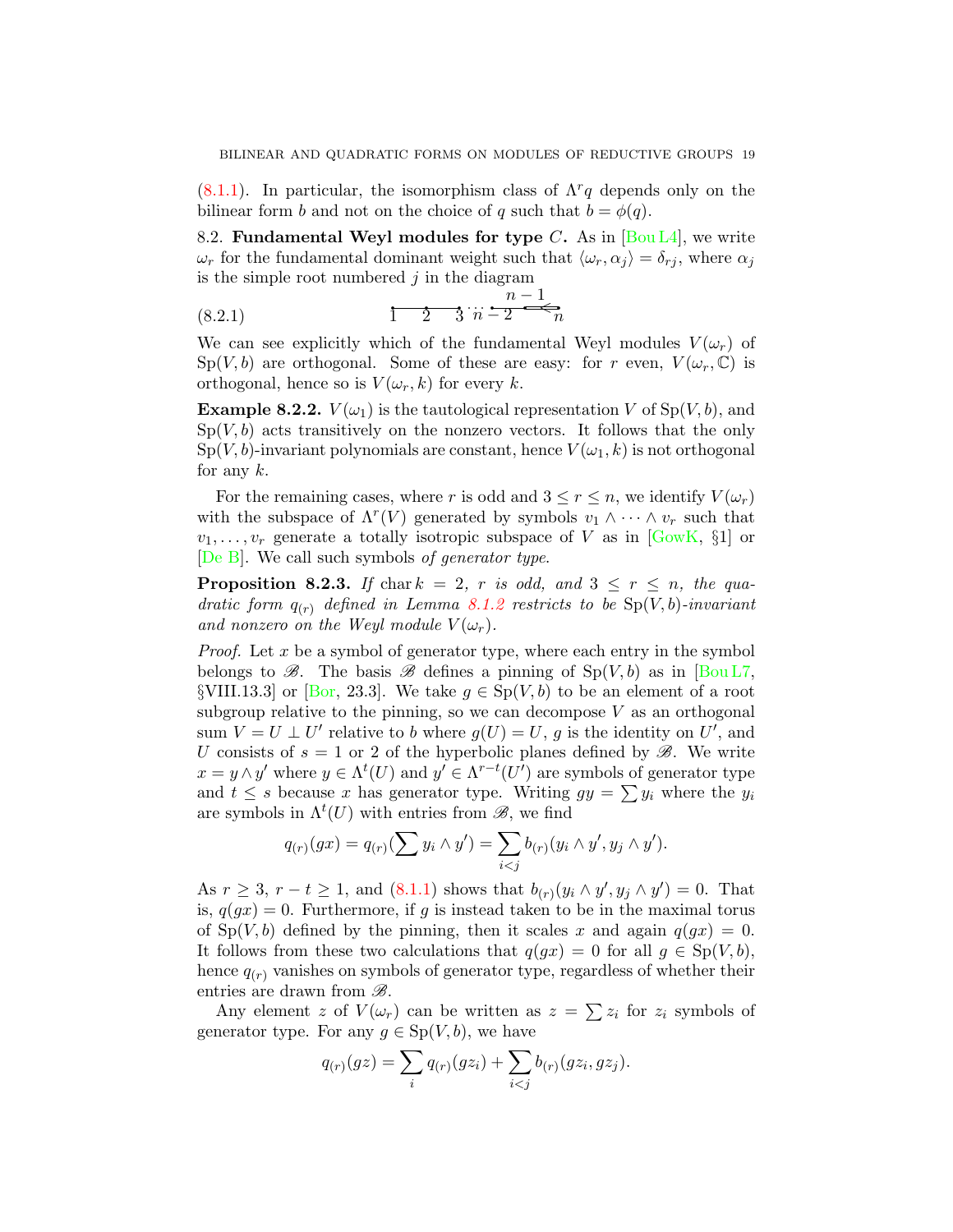(8.1.1). In particular, the isomorphism class of $\Lambda^r q$ depends only on the bilinear form $b$ and not on the choice of $q$ such that $b = \phi(q)$.

8.2. **Fundamental Weyl modules for type $C$.** As in [Bou L4], we write $\omega_r$ for the fundamental dominant weight such that $\langle \omega_r, \alpha_j \rangle = \delta_{rj}$, where $\alpha_j$ is the simple root numbered $j$ in the diagram

$$\text{(8.2.1)} \qquad 1 \quad 2 \quad 3 \cdots n-2 \quad n-1 \Leftarrow n$$

We can see explicitly which of the fundamental Weyl modules $V(\omega_r)$ of $\mathrm{Sp}(V, b)$ are orthogonal. Some of these are easy: for $r$ even, $V(\omega_r, \mathbb{C})$ is orthogonal, hence so is $V(\omega_r, k)$ for every $k$.

**Example 8.2.2.** $V(\omega_1)$ is the tautological representation $V$ of $\mathrm{Sp}(V, b)$, and $\mathrm{Sp}(V, b)$ acts transitively on the nonzero vectors. It follows that the only $\mathrm{Sp}(V, b)$-invariant polynomials are constant, hence $V(\omega_1, k)$ is not orthogonal for any $k$.

For the remaining cases, where $r$ is odd and $3 \le r \le n$, we identify $V(\omega_r)$ with the subspace of $\Lambda^r(V)$ generated by symbols $v_1 \wedge \cdots \wedge v_r$ such that $v_1, \ldots, v_r$ generate a totally isotropic subspace of $V$ as in [GowK, §1] or [De B]. We call such symbols *of generator type*.

**Proposition 8.2.3.** *If* $\mathrm{char}\, k = 2$*,* $r$ *is odd, and* $3 \le r \le n$*, the quadratic form* $q_{(r)}$ *defined in Lemma 8.1.2 restricts to be* $\mathrm{Sp}(V, b)$*-invariant and nonzero on the Weyl module* $V(\omega_r)$*.*

*Proof.* Let $x$ be a symbol of generator type, where each entry in the symbol belongs to $\mathscr{B}$. The basis $\mathscr{B}$ defines a pinning of $\mathrm{Sp}(V, b)$ as in [Bou L7, §VIII.13.3] or [Bor, 23.3]. We take $g \in \mathrm{Sp}(V, b)$ to be an element of a root subgroup relative to the pinning, so we can decompose $V$ as an orthogonal sum $V = U \perp U'$ relative to $b$ where $g(U) = U$, $g$ is the identity on $U'$, and $U$ consists of $s = 1$ or $2$ of the hyperbolic planes defined by $\mathscr{B}$. We write $x = y \wedge y'$ where $y \in \Lambda^t(U)$ and $y' \in \Lambda^{r-t}(U')$ are symbols of generator type and $t \le s$ because $x$ has generator type. Writing $gy = \sum y_i$ where the $y_i$ are symbols in $\Lambda^t(U)$ with entries from $\mathscr{B}$, we find

$$q_{(r)}(gx) = q_{(r)}(\sum y_i \wedge y') = \sum_{i<j} b_{(r)}(y_i \wedge y', y_j \wedge y').$$

As $r \ge 3$, $r - t \ge 1$, and (8.1.1) shows that $b_{(r)}(y_i \wedge y', y_j \wedge y') = 0$. That is, $q(gx) = 0$. Furthermore, if $g$ is instead taken to be in the maximal torus of $\mathrm{Sp}(V, b)$ defined by the pinning, then it scales $x$ and again $q(gx) = 0$. It follows from these two calculations that $q(gx) = 0$ for all $g \in \mathrm{Sp}(V, b)$, hence $q_{(r)}$ vanishes on symbols of generator type, regardless of whether their entries are drawn from $\mathscr{B}$.

Any element $z$ of $V(\omega_r)$ can be written as $z = \sum z_i$ for $z_i$ symbols of generator type. For any $g \in \mathrm{Sp}(V, b)$, we have

$$q_{(r)}(gz) = \sum_i q_{(r)}(gz_i) + \sum_{i<j} b_{(r)}(gz_i, gz_j).$$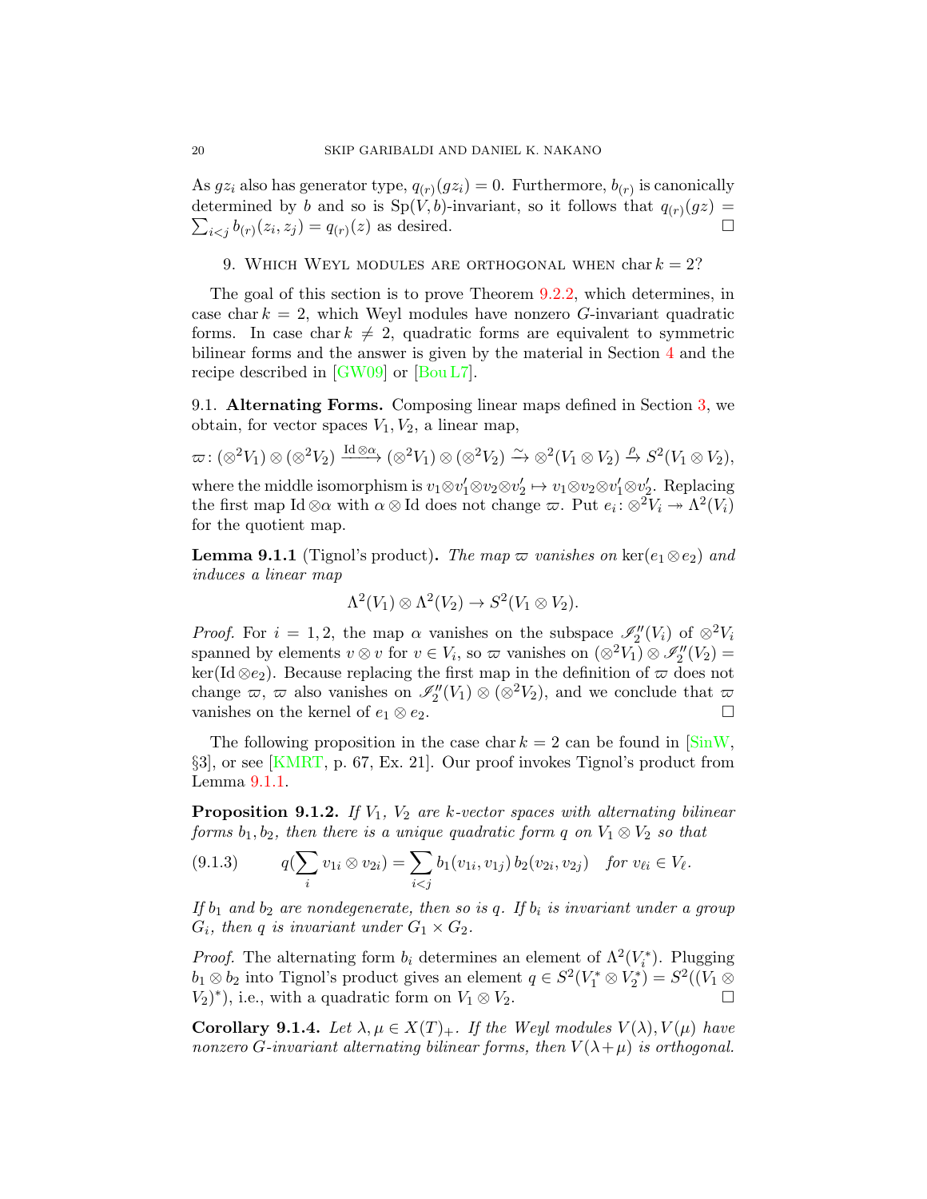As $gz_i$ also has generator type, $q_{(r)}(gz_i) = 0$. Furthermore, $b_{(r)}$ is canonically determined by $b$ and so is $\mathrm{Sp}(V, b)$-invariant, so it follows that $q_{(r)}(gz) = \sum_{i<j} b_{(r)}(z_i, z_j) = q_{(r)}(z)$ as desired. ◻

## 9. Which Weyl modules are orthogonal when char $k = 2$?

The goal of this section is to prove Theorem 9.2.2, which determines, in case char $k = 2$, which Weyl modules have nonzero $G$-invariant quadratic forms. In case char $k \neq 2$, quadratic forms are equivalent to symmetric bilinear forms and the answer is given by the material in Section 4 and the recipe described in [GW09] or [Bou L7].

**9.1. Alternating Forms.** Composing linear maps defined in Section 3, we obtain, for vector spaces $V_1, V_2$, a linear map,

$$\varpi\colon (\otimes^2 V_1) \otimes (\otimes^2 V_2) \xrightarrow{\mathrm{Id}\otimes\alpha} (\otimes^2 V_1) \otimes (\otimes^2 V_2) \xrightarrow{\sim} \otimes^2(V_1 \otimes V_2) \xrightarrow{\rho} S^2(V_1 \otimes V_2),$$

where the middle isomorphism is $v_1 \otimes v_1' \otimes v_2 \otimes v_2' \mapsto v_1 \otimes v_2 \otimes v_1' \otimes v_2'$. Replacing the first map $\mathrm{Id}\otimes\alpha$ with $\alpha \otimes \mathrm{Id}$ does not change $\varpi$. Put $e_i\colon \otimes^2 V_i \twoheadrightarrow \Lambda^2(V_i)$ for the quotient map.

**Lemma 9.1.1** (Tignol's product)**.** *The map $\varpi$ vanishes on $\ker(e_1 \otimes e_2)$ and induces a linear map*

$$\Lambda^2(V_1) \otimes \Lambda^2(V_2) \to S^2(V_1 \otimes V_2).$$

*Proof.* For $i = 1, 2$, the map $\alpha$ vanishes on the subspace $\mathscr{I}_2''(V_i)$ of $\otimes^2 V_i$ spanned by elements $v \otimes v$ for $v \in V_i$, so $\varpi$ vanishes on $(\otimes^2 V_1) \otimes \mathscr{I}_2''(V_2) = \ker(\mathrm{Id}\otimes e_2)$. Because replacing the first map in the definition of $\varpi$ does not change $\varpi$, $\varpi$ also vanishes on $\mathscr{I}_2''(V_1) \otimes (\otimes^2 V_2)$, and we conclude that $\varpi$ vanishes on the kernel of $e_1 \otimes e_2$. ◻

The following proposition in the case char $k = 2$ can be found in [SinW, §3], or see [KMRT, p. 67, Ex. 21]. Our proof invokes Tignol's product from Lemma 9.1.1.

**Proposition 9.1.2.** *If $V_1$, $V_2$ are $k$-vector spaces with alternating bilinear forms $b_1, b_2$, then there is a unique quadratic form $q$ on $V_1 \otimes V_2$ so that*

$$q\Big(\sum_i v_{1i} \otimes v_{2i}\Big) = \sum_{i<j} b_1(v_{1i}, v_{1j})\, b_2(v_{2i}, v_{2j}) \quad \text{for } v_{\ell i} \in V_\ell. \tag{9.1.3}$$

*If $b_1$ and $b_2$ are nondegenerate, then so is $q$. If $b_i$ is invariant under a group $G_i$, then $q$ is invariant under $G_1 \times G_2$.*

*Proof.* The alternating form $b_i$ determines an element of $\Lambda^2(V_i^*)$. Plugging $b_1 \otimes b_2$ into Tignol's product gives an element $q \in S^2(V_1^* \otimes V_2^*) = S^2((V_1 \otimes V_2)^*)$, i.e., with a quadratic form on $V_1 \otimes V_2$. ◻

**Corollary 9.1.4.** *Let $\lambda, \mu \in X(T)_+$. If the Weyl modules $V(\lambda), V(\mu)$ have nonzero $G$-invariant alternating bilinear forms, then $V(\lambda+\mu)$ is orthogonal.*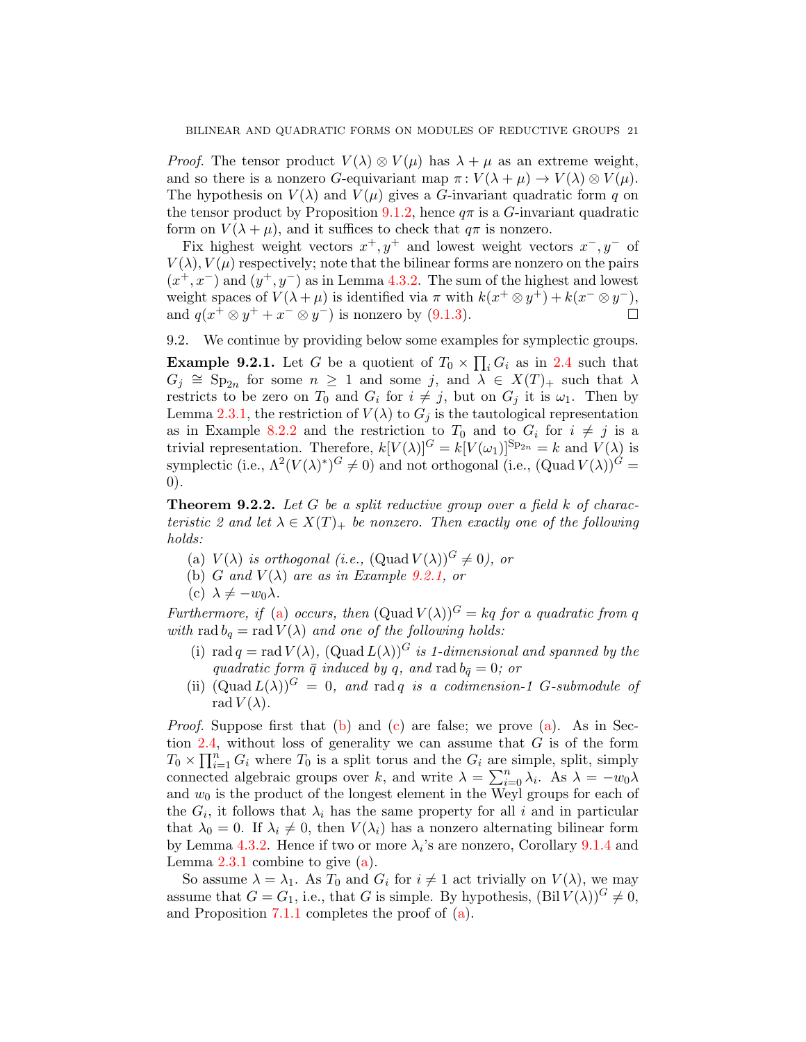*Proof.* The tensor product $V(\lambda) \otimes V(\mu)$ has $\lambda + \mu$ as an extreme weight, and so there is a nonzero $G$-equivariant map $\pi\colon V(\lambda+\mu) \to V(\lambda) \otimes V(\mu)$. The hypothesis on $V(\lambda)$ and $V(\mu)$ gives a $G$-invariant quadratic form $q$ on the tensor product by Proposition 9.1.2, hence $q\pi$ is a $G$-invariant quadratic form on $V(\lambda+\mu)$, and it suffices to check that $q\pi$ is nonzero.

Fix highest weight vectors $x^+, y^+$ and lowest weight vectors $x^-, y^-$ of $V(\lambda), V(\mu)$ respectively; note that the bilinear forms are nonzero on the pairs $(x^+, x^-)$ and $(y^+, y^-)$ as in Lemma 4.3.2. The sum of the highest and lowest weight spaces of $V(\lambda+\mu)$ is identified via $\pi$ with $k(x^+ \otimes y^+) + k(x^- \otimes y^-)$, and $q(x^+ \otimes y^+ + x^- \otimes y^-)$ is nonzero by (9.1.3). ∎

9.2. We continue by providing below some examples for symplectic groups.

**Example 9.2.1.** Let $G$ be a quotient of $T_0 \times \prod_i G_i$ as in 2.4 such that $G_j \cong \mathrm{Sp}_{2n}$ for some $n \geq 1$ and some $j$, and $\lambda \in X(T)_+$ such that $\lambda$ restricts to be zero on $T_0$ and $G_i$ for $i \neq j$, but on $G_j$ it is $\omega_1$. Then by Lemma 2.3.1, the restriction of $V(\lambda)$ to $G_j$ is the tautological representation as in Example 8.2.2 and the restriction to $T_0$ and to $G_i$ for $i \neq j$ is a trivial representation. Therefore, $k[V(\lambda)]^G = k[V(\omega_1)]^{\mathrm{Sp}_{2n}} = k$ and $V(\lambda)$ is symplectic (i.e., $\Lambda^2(V(\lambda)^*)^G \neq 0$) and not orthogonal (i.e., $(\mathrm{Quad}\, V(\lambda))^G = 0$).

**Theorem 9.2.2.** *Let $G$ be a split reductive group over a field $k$ of characteristic 2 and let $\lambda \in X(T)_+$ be nonzero. Then exactly one of the following holds:*

- (a) *$V(\lambda)$ is orthogonal (i.e., $(\mathrm{Quad}\, V(\lambda))^G \neq 0$), or*
- (b) *$G$ and $V(\lambda)$ are as in Example 9.2.1, or*
- (c) *$\lambda \neq -w_0\lambda$.*

*Furthermore, if (a) occurs, then $(\mathrm{Quad}\, V(\lambda))^G = kq$ for a quadratic from $q$ with $\mathrm{rad}\, b_q = \mathrm{rad}\, V(\lambda)$ and one of the following holds:*

- (i) *$\mathrm{rad}\, q = \mathrm{rad}\, V(\lambda)$, $(\mathrm{Quad}\, L(\lambda))^G$ is 1-dimensional and spanned by the quadratic form $\bar{q}$ induced by $q$, and $\mathrm{rad}\, b_{\bar{q}} = 0$; or*
- (ii) *$(\mathrm{Quad}\, L(\lambda))^G = 0$, and $\mathrm{rad}\, q$ is a codimension-1 $G$-submodule of $\mathrm{rad}\, V(\lambda)$.*

*Proof.* Suppose first that (b) and (c) are false; we prove (a). As in Section 2.4, without loss of generality we can assume that $G$ is of the form $T_0 \times \prod_{i=1}^n G_i$ where $T_0$ is a split torus and the $G_i$ are simple, split, simply connected algebraic groups over $k$, and write $\lambda = \sum_{i=0}^n \lambda_i$. As $\lambda = -w_0\lambda$ and $w_0$ is the product of the longest element in the Weyl groups for each of the $G_i$, it follows that $\lambda_i$ has the same property for all $i$ and in particular that $\lambda_0 = 0$. If $\lambda_i \neq 0$, then $V(\lambda_i)$ has a nonzero alternating bilinear form by Lemma 4.3.2. Hence if two or more $\lambda_i$'s are nonzero, Corollary 9.1.4 and Lemma 2.3.1 combine to give (a).

So assume $\lambda = \lambda_1$. As $T_0$ and $G_i$ for $i \neq 1$ act trivially on $V(\lambda)$, we may assume that $G = G_1$, i.e., that $G$ is simple. By hypothesis, $(\mathrm{Bil}\, V(\lambda))^G \neq 0$, and Proposition 7.1.1 completes the proof of (a).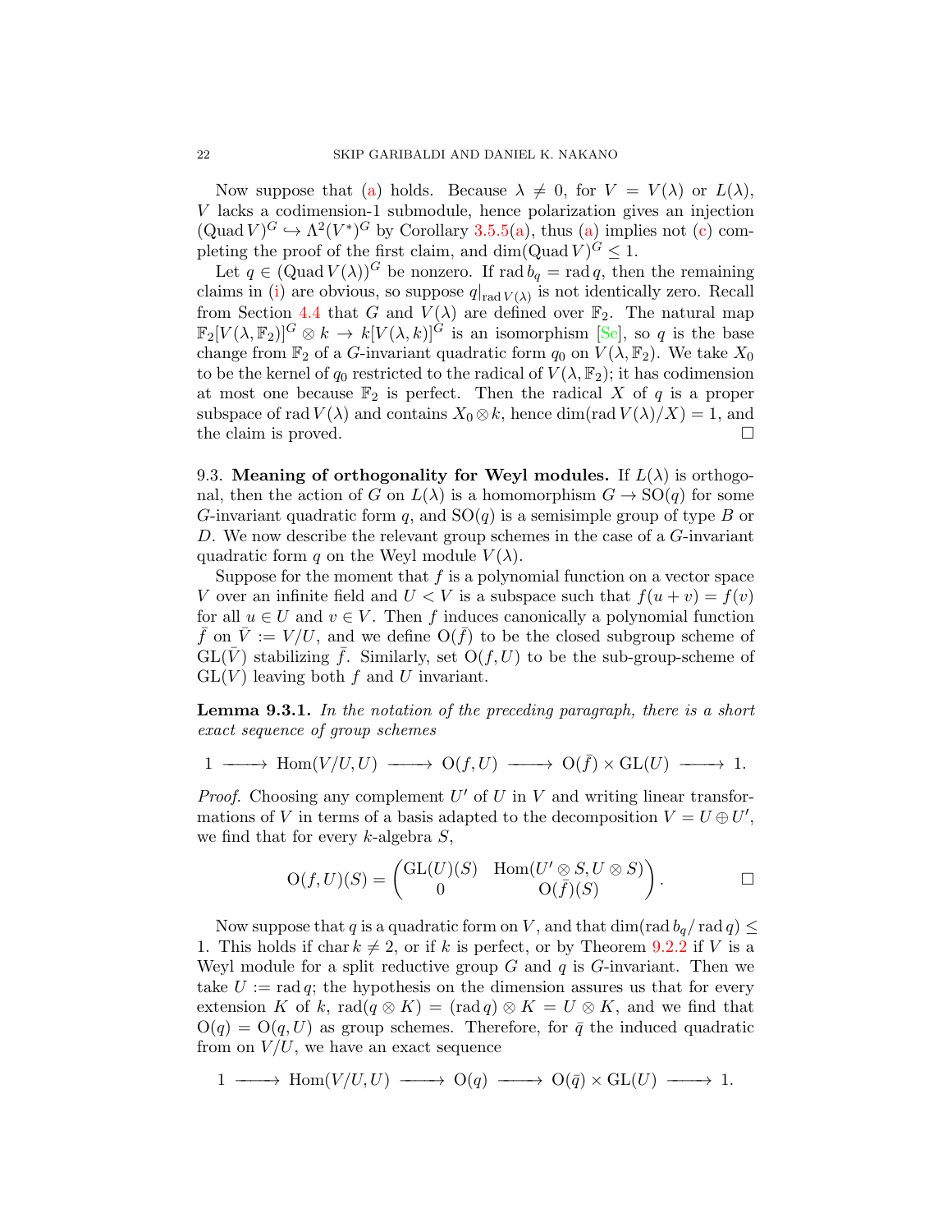Now suppose that (a) holds. Because $\lambda \neq 0$, for $V = V(\lambda)$ or $L(\lambda)$, $V$ lacks a codimension-1 submodule, hence polarization gives an injection $(\mathrm{Quad}\, V)^G \hookrightarrow \Lambda^2(V^*)^G$ by Corollary 3.5.5(a), thus (a) implies not (c) completing the proof of the first claim, and $\dim(\mathrm{Quad}\, V)^G \leq 1$.

Let $q \in (\mathrm{Quad}\, V(\lambda))^G$ be nonzero. If $\mathrm{rad}\, b_q = \mathrm{rad}\, q$, then the remaining claims in (i) are obvious, so suppose $q|_{\mathrm{rad}\, V(\lambda)}$ is not identically zero. Recall from Section 4.4 that $G$ and $V(\lambda)$ are defined over $\mathbb{F}_2$. The natural map $\mathbb{F}_2[V(\lambda, \mathbb{F}_2)]^G \otimes k \to k[V(\lambda, k)]^G$ is an isomorphism [Se], so $q$ is the base change from $\mathbb{F}_2$ of a $G$-invariant quadratic form $q_0$ on $V(\lambda, \mathbb{F}_2)$. We take $X_0$ to be the kernel of $q_0$ restricted to the radical of $V(\lambda, \mathbb{F}_2)$; it has codimension at most one because $\mathbb{F}_2$ is perfect. Then the radical $X$ of $q$ is a proper subspace of $\mathrm{rad}\, V(\lambda)$ and contains $X_0 \otimes k$, hence $\dim(\mathrm{rad}\, V(\lambda)/X) = 1$, and the claim is proved. $\square$

9.3. **Meaning of orthogonality for Weyl modules.** If $L(\lambda)$ is orthogonal, then the action of $G$ on $L(\lambda)$ is a homomorphism $G \to \mathrm{SO}(q)$ for some $G$-invariant quadratic form $q$, and $\mathrm{SO}(q)$ is a semisimple group of type $B$ or $D$. We now describe the relevant group schemes in the case of a $G$-invariant quadratic form $q$ on the Weyl module $V(\lambda)$.

Suppose for the moment that $f$ is a polynomial function on a vector space $V$ over an infinite field and $U < V$ is a subspace such that $f(u + v) = f(v)$ for all $u \in U$ and $v \in V$. Then $f$ induces canonically a polynomial function $\bar{f}$ on $\bar{V} := V/U$, and we define $\mathrm{O}(\bar{f})$ to be the closed subgroup scheme of $\mathrm{GL}(\bar{V})$ stabilizing $\bar{f}$. Similarly, set $\mathrm{O}(f, U)$ to be the sub-group-scheme of $\mathrm{GL}(V)$ leaving both $f$ and $U$ invariant.

**Lemma 9.3.1.** *In the notation of the preceding paragraph, there is a short exact sequence of group schemes*

$$1 \longrightarrow \mathrm{Hom}(V/U, U) \longrightarrow \mathrm{O}(f, U) \longrightarrow \mathrm{O}(\bar{f}) \times \mathrm{GL}(U) \longrightarrow 1.$$

*Proof.* Choosing any complement $U'$ of $U$ in $V$ and writing linear transformations of $V$ in terms of a basis adapted to the decomposition $V = U \oplus U'$, we find that for every $k$-algebra $S$,

$$\mathrm{O}(f, U)(S) = \begin{pmatrix} \mathrm{GL}(U)(S) & \mathrm{Hom}(U' \otimes S, U \otimes S) \\ 0 & \mathrm{O}(\bar{f})(S) \end{pmatrix}. \qquad \square$$

Now suppose that $q$ is a quadratic form on $V$, and that $\dim(\mathrm{rad}\, b_q / \mathrm{rad}\, q) \leq 1$. This holds if $\mathrm{char}\, k \neq 2$, or if $k$ is perfect, or by Theorem 9.2.2 if $V$ is a Weyl module for a split reductive group $G$ and $q$ is $G$-invariant. Then we take $U := \mathrm{rad}\, q$; the hypothesis on the dimension assures us that for every extension $K$ of $k$, $\mathrm{rad}(q \otimes K) = (\mathrm{rad}\, q) \otimes K = U \otimes K$, and we find that $\mathrm{O}(q) = \mathrm{O}(q, U)$ as group schemes. Therefore, for $\bar{q}$ the induced quadratic from on $V/U$, we have an exact sequence

$$1 \longrightarrow \mathrm{Hom}(V/U, U) \longrightarrow \mathrm{O}(q) \longrightarrow \mathrm{O}(\bar{q}) \times \mathrm{GL}(U) \longrightarrow 1.$$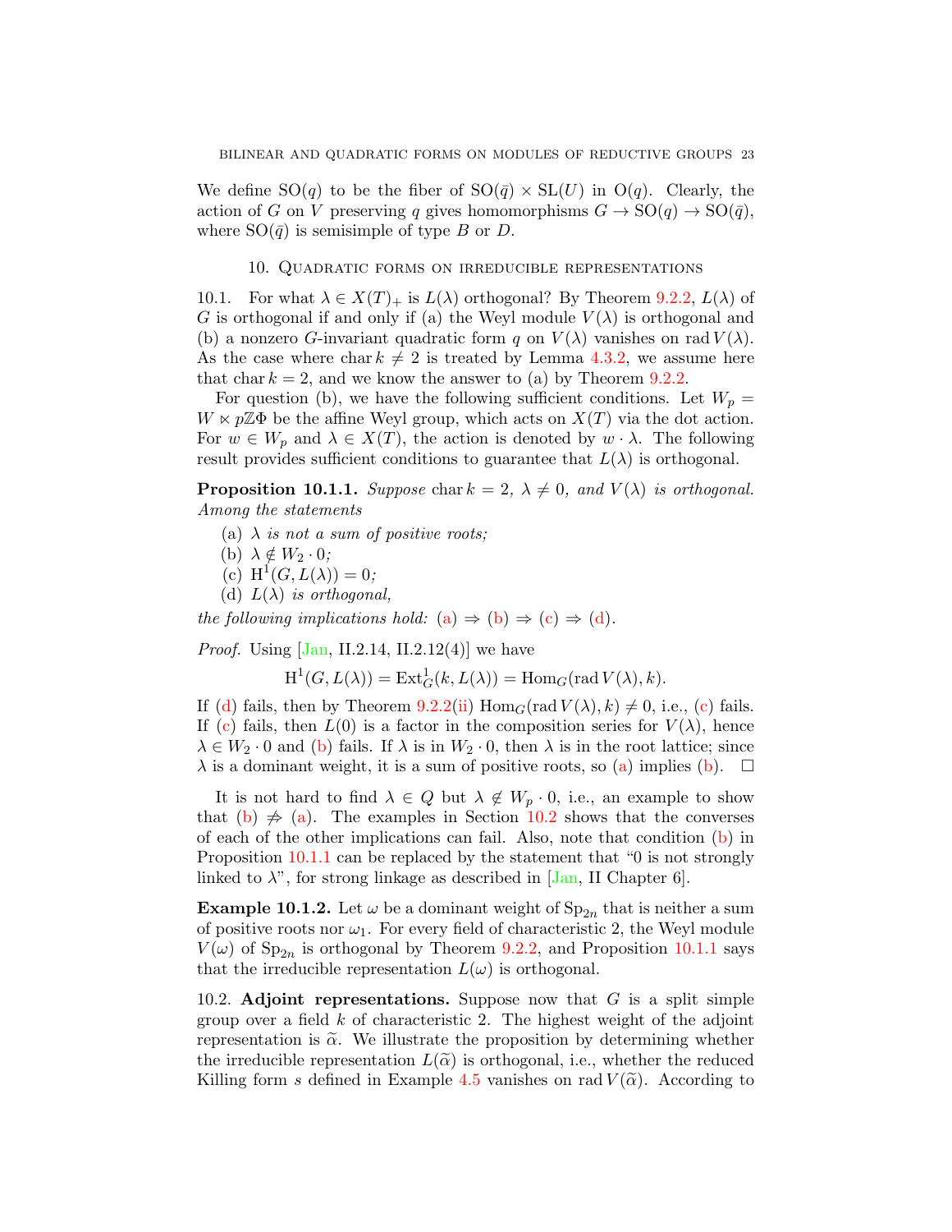We define $\mathrm{SO}(q)$ to be the fiber of $\mathrm{SO}(\bar{q}) \times \mathrm{SL}(U)$ in $\mathrm{O}(q)$. Clearly, the action of $G$ on $V$ preserving $q$ gives homomorphisms $G \to \mathrm{SO}(q) \to \mathrm{SO}(\bar{q})$, where $\mathrm{SO}(\bar{q})$ is semisimple of type $B$ or $D$.

## 10. Quadratic forms on irreducible representations

10.1. For what $\lambda \in X(T)_+$ is $L(\lambda)$ orthogonal? By Theorem 9.2.2, $L(\lambda)$ of $G$ is orthogonal if and only if (a) the Weyl module $V(\lambda)$ is orthogonal and (b) a nonzero $G$-invariant quadratic form $q$ on $V(\lambda)$ vanishes on $\operatorname{rad} V(\lambda)$. As the case where $\operatorname{char} k \neq 2$ is treated by Lemma 4.3.2, we assume here that $\operatorname{char} k = 2$, and we know the answer to (a) by Theorem 9.2.2.

For question (b), we have the following sufficient conditions. Let $W_p = W \ltimes p\mathbb{Z}\Phi$ be the affine Weyl group, which acts on $X(T)$ via the dot action. For $w \in W_p$ and $\lambda \in X(T)$, the action is denoted by $w \cdot \lambda$. The following result provides sufficient conditions to guarantee that $L(\lambda)$ is orthogonal.

**Proposition 10.1.1.** *Suppose* $\operatorname{char} k = 2$, $\lambda \neq 0$, *and* $V(\lambda)$ *is orthogonal. Among the statements*

(a) *$\lambda$ is not a sum of positive roots;*
(b) $\lambda \notin W_2 \cdot 0$*;*
(c) $\mathrm{H}^1(G, L(\lambda)) = 0$*;*
(d) *$L(\lambda)$ is orthogonal,*

*the following implications hold:* (a) $\Rightarrow$ (b) $\Rightarrow$ (c) $\Rightarrow$ (d).

*Proof.* Using [Jan, II.2.14, II.2.12(4)] we have

$$\mathrm{H}^1(G, L(\lambda)) = \mathrm{Ext}^1_G(k, L(\lambda)) = \mathrm{Hom}_G(\operatorname{rad} V(\lambda), k).$$

If (d) fails, then by Theorem 9.2.2(ii) $\mathrm{Hom}_G(\operatorname{rad} V(\lambda), k) \neq 0$, i.e., (c) fails. If (c) fails, then $L(0)$ is a factor in the composition series for $V(\lambda)$, hence $\lambda \in W_2 \cdot 0$ and (b) fails. If $\lambda$ is in $W_2 \cdot 0$, then $\lambda$ is in the root lattice; since $\lambda$ is a dominant weight, it is a sum of positive roots, so (a) implies (b). $\square$

It is not hard to find $\lambda \in Q$ but $\lambda \notin W_p \cdot 0$, i.e., an example to show that (b) $\not\Rightarrow$ (a). The examples in Section 10.2 shows that the converses of each of the other implications can fail. Also, note that condition (b) in Proposition 10.1.1 can be replaced by the statement that "0 is not strongly linked to $\lambda$", for strong linkage as described in [Jan, II Chapter 6].

**Example 10.1.2.** Let $\omega$ be a dominant weight of $\mathrm{Sp}_{2n}$ that is neither a sum of positive roots nor $\omega_1$. For every field of characteristic 2, the Weyl module $V(\omega)$ of $\mathrm{Sp}_{2n}$ is orthogonal by Theorem 9.2.2, and Proposition 10.1.1 says that the irreducible representation $L(\omega)$ is orthogonal.

10.2. **Adjoint representations.** Suppose now that $G$ is a split simple group over a field $k$ of characteristic 2. The highest weight of the adjoint representation is $\widetilde{\alpha}$. We illustrate the proposition by determining whether the irreducible representation $L(\widetilde{\alpha})$ is orthogonal, i.e., whether the reduced Killing form $s$ defined in Example 4.5 vanishes on $\operatorname{rad} V(\widetilde{\alpha})$. According to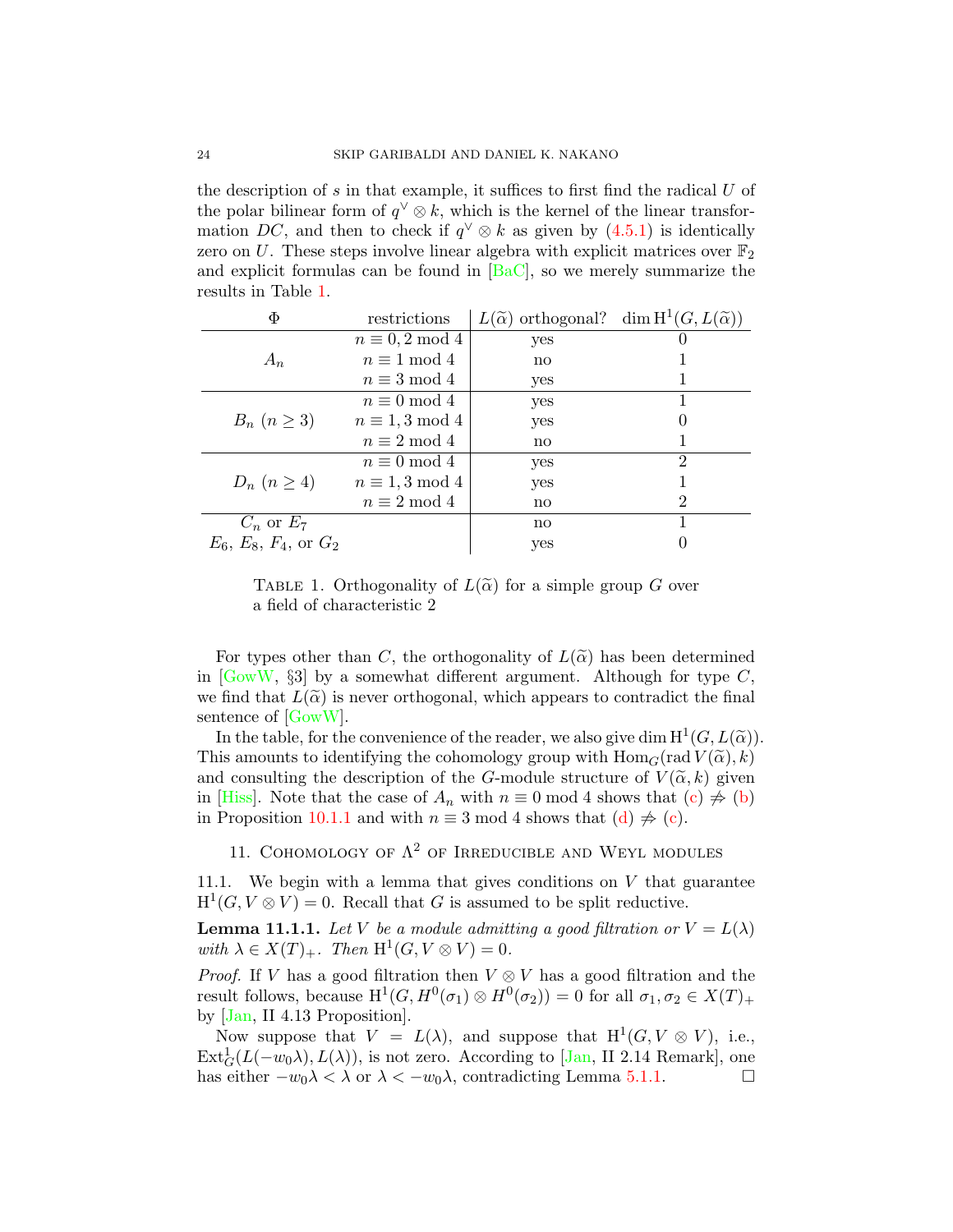the description of $s$ in that example, it suffices to first find the radical $U$ of the polar bilinear form of $q^\vee \otimes k$, which is the kernel of the linear transformation $DC$, and then to check if $q^\vee \otimes k$ as given by (4.5.1) is identically zero on $U$. These steps involve linear algebra with explicit matrices over $\mathbb{F}_2$ and explicit formulas can be found in [BaC], so we merely summarize the results in Table 1.

| $\Phi$ | restrictions | $L(\widetilde{\alpha})$ orthogonal? | $\dim \mathrm{H}^1(G, L(\widetilde{\alpha}))$ |
|---|---|---|---|
| | $n \equiv 0, 2 \bmod 4$ | yes | 0 |
| $A_n$ | $n \equiv 1 \bmod 4$ | no | 1 |
| | $n \equiv 3 \bmod 4$ | yes | 1 |
| | $n \equiv 0 \bmod 4$ | yes | 1 |
| $B_n$ ($n \geq 3$) | $n \equiv 1, 3 \bmod 4$ | yes | 0 |
| | $n \equiv 2 \bmod 4$ | no | 1 |
| | $n \equiv 0 \bmod 4$ | yes | 2 |
| $D_n$ ($n \geq 4$) | $n \equiv 1, 3 \bmod 4$ | yes | 1 |
| | $n \equiv 2 \bmod 4$ | no | 2 |
| $C_n$ or $E_7$ | | no | 1 |
| $E_6$, $E_8$, $F_4$, or $G_2$ | | yes | 0 |

TABLE 1. Orthogonality of $L(\widetilde{\alpha})$ for a simple group $G$ over a field of characteristic 2

For types other than $C$, the orthogonality of $L(\widetilde{\alpha})$ has been determined in [GowW, §3] by a somewhat different argument. Although for type $C$, we find that $L(\widetilde{\alpha})$ is never orthogonal, which appears to contradict the final sentence of [GowW].

In the table, for the convenience of the reader, we also give $\dim \mathrm{H}^1(G, L(\widetilde{\alpha}))$. This amounts to identifying the cohomology group with $\mathrm{Hom}_G(\mathrm{rad}\, V(\widetilde{\alpha}), k)$ and consulting the description of the $G$-module structure of $V(\widetilde{\alpha}, k)$ given in [Hiss]. Note that the case of $A_n$ with $n \equiv 0 \bmod 4$ shows that (c) $\not\Rightarrow$ (b) in Proposition 10.1.1 and with $n \equiv 3 \bmod 4$ shows that (d) $\not\Rightarrow$ (c).

## 11. Cohomology of $\Lambda^2$ of Irreducible and Weyl modules

11.1. We begin with a lemma that gives conditions on $V$ that guarantee $\mathrm{H}^1(G, V \otimes V) = 0$. Recall that $G$ is assumed to be split reductive.

**Lemma 11.1.1.** *Let $V$ be a module admitting a good filtration or $V = L(\lambda)$ with $\lambda \in X(T)_+$. Then $\mathrm{H}^1(G, V \otimes V) = 0$.*

*Proof.* If $V$ has a good filtration then $V \otimes V$ has a good filtration and the result follows, because $\mathrm{H}^1(G, H^0(\sigma_1) \otimes H^0(\sigma_2)) = 0$ for all $\sigma_1, \sigma_2 \in X(T)_+$ by [Jan, II 4.13 Proposition].

Now suppose that $V = L(\lambda)$, and suppose that $\mathrm{H}^1(G, V \otimes V)$, i.e., $\mathrm{Ext}^1_G(L(-w_0\lambda), L(\lambda))$, is not zero. According to [Jan, II 2.14 Remark], one has either $-w_0\lambda < \lambda$ or $\lambda < -w_0\lambda$, contradicting Lemma 5.1.1. $\square$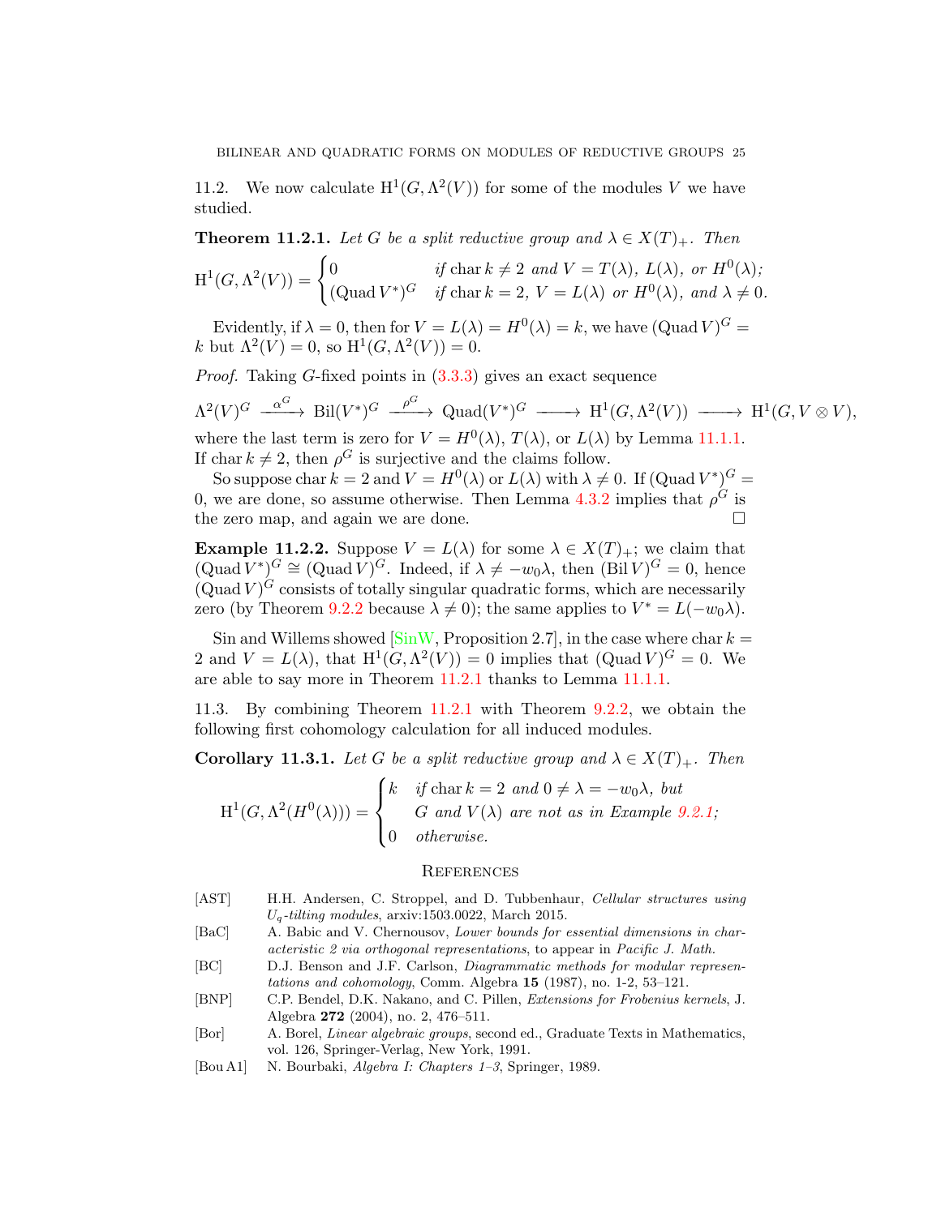11.2. We now calculate $\mathrm{H}^1(G, \Lambda^2(V))$ for some of the modules $V$ we have studied.

**Theorem 11.2.1.** *Let $G$ be a split reductive group and $\lambda \in X(T)_+$. Then*

$$\mathrm{H}^1(G, \Lambda^2(V)) = \begin{cases} 0 & \text{if } \operatorname{char} k \neq 2 \text{ and } V = T(\lambda),\ L(\lambda), \text{ or } H^0(\lambda); \\ (\operatorname{Quad} V^*)^G & \text{if } \operatorname{char} k = 2,\ V = L(\lambda) \text{ or } H^0(\lambda), \text{ and } \lambda \neq 0. \end{cases}$$

Evidently, if $\lambda = 0$, then for $V = L(\lambda) = H^0(\lambda) = k$, we have $(\operatorname{Quad} V)^G = k$ but $\Lambda^2(V) = 0$, so $\mathrm{H}^1(G, \Lambda^2(V)) = 0$.

*Proof.* Taking $G$-fixed points in (3.3.3) gives an exact sequence

$$\Lambda^2(V)^G \xrightarrow{\alpha^G} \operatorname{Bil}(V^*)^G \xrightarrow{\rho^G} \operatorname{Quad}(V^*)^G \longrightarrow \mathrm{H}^1(G, \Lambda^2(V)) \longrightarrow \mathrm{H}^1(G, V \otimes V),$$

where the last term is zero for $V = H^0(\lambda)$, $T(\lambda)$, or $L(\lambda)$ by Lemma 11.1.1. If $\operatorname{char} k \neq 2$, then $\rho^G$ is surjective and the claims follow.

So suppose $\operatorname{char} k = 2$ and $V = H^0(\lambda)$ or $L(\lambda)$ with $\lambda \neq 0$. If $(\operatorname{Quad} V^*)^G = 0$, we are done, so assume otherwise. Then Lemma 4.3.2 implies that $\rho^G$ is the zero map, and again we are done. $\square$

**Example 11.2.2.** Suppose $V = L(\lambda)$ for some $\lambda \in X(T)_+$; we claim that $(\operatorname{Quad} V^*)^G \cong (\operatorname{Quad} V)^G$. Indeed, if $\lambda \neq -w_0\lambda$, then $(\operatorname{Bil} V)^G = 0$, hence $(\operatorname{Quad} V)^G$ consists of totally singular quadratic forms, which are necessarily zero (by Theorem 9.2.2 because $\lambda \neq 0$); the same applies to $V^* = L(-w_0\lambda)$.

Sin and Willems showed [SinW, Proposition 2.7], in the case where $\operatorname{char} k = 2$ and $V = L(\lambda)$, that $\mathrm{H}^1(G, \Lambda^2(V)) = 0$ implies that $(\operatorname{Quad} V)^G = 0$. We are able to say more in Theorem 11.2.1 thanks to Lemma 11.1.1.

11.3. By combining Theorem 11.2.1 with Theorem 9.2.2, we obtain the following first cohomology calculation for all induced modules.

**Corollary 11.3.1.** *Let $G$ be a split reductive group and $\lambda \in X(T)_+$. Then*

$$\mathrm{H}^1(G, \Lambda^2(H^0(\lambda))) = \begin{cases} k & \text{if } \operatorname{char} k = 2 \text{ and } 0 \neq \lambda = -w_0\lambda, \text{ but} \\ & G \text{ and } V(\lambda) \text{ are not as in Example 9.2.1;} \\ 0 & \text{otherwise.} \end{cases}$$

## References

- [AST] H.H. Andersen, C. Stroppel, and D. Tubbenhaur, *Cellular structures using $U_q$-tilting modules*, arxiv:1503.0022, March 2015.
- [BaC] A. Babic and V. Chernousov, *Lower bounds for essential dimensions in characteristic 2 via orthogonal representations*, to appear in *Pacific J. Math.*
- [BC] D.J. Benson and J.F. Carlson, *Diagrammatic methods for modular representations and cohomology*, Comm. Algebra **15** (1987), no. 1-2, 53–121.
- [BNP] C.P. Bendel, D.K. Nakano, and C. Pillen, *Extensions for Frobenius kernels*, J. Algebra **272** (2004), no. 2, 476–511.
- [Bor] A. Borel, *Linear algebraic groups*, second ed., Graduate Texts in Mathematics, vol. 126, Springer-Verlag, New York, 1991.
- [Bou A1] N. Bourbaki, *Algebra I: Chapters 1–3*, Springer, 1989.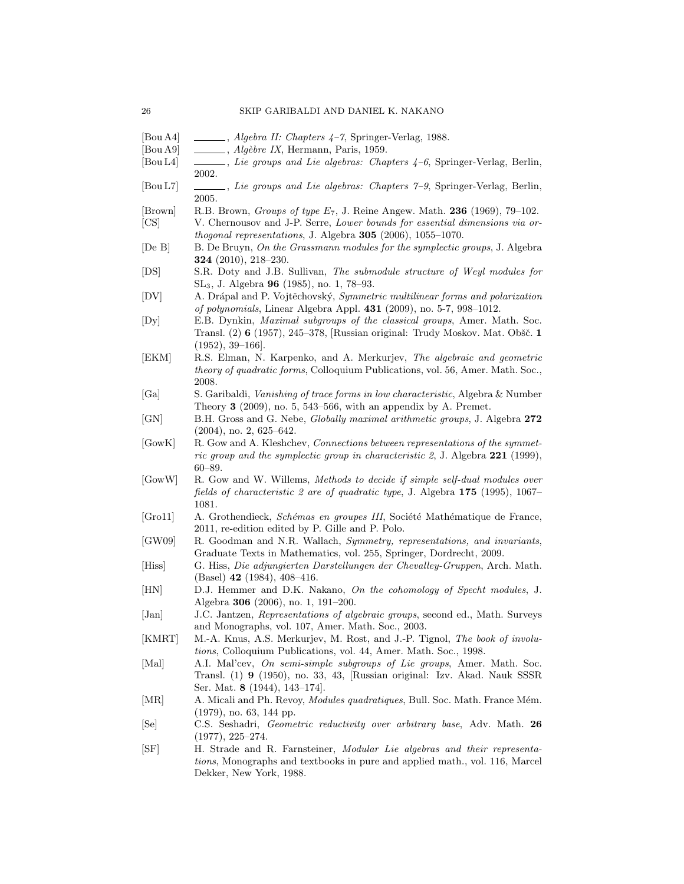[Bou A4] ______, *Algebra II: Chapters 4–7*, Springer-Verlag, 1988.

[Bou A9] ______, *Algèbre IX*, Hermann, Paris, 1959.

[Bou L4] ______, *Lie groups and Lie algebras: Chapters 4–6*, Springer-Verlag, Berlin, 2002.

[Bou L7] ______, *Lie groups and Lie algebras: Chapters 7–9*, Springer-Verlag, Berlin, 2005.

[Brown] R.B. Brown, *Groups of type $E_7$*, J. Reine Angew. Math. **236** (1969), 79–102.

[CS] V. Chernousov and J-P. Serre, *Lower bounds for essential dimensions via orthogonal representations*, J. Algebra **305** (2006), 1055–1070.

[De B] B. De Bruyn, *On the Grassmann modules for the symplectic groups*, J. Algebra **324** (2010), 218–230.

[DS] S.R. Doty and J.B. Sullivan, *The submodule structure of Weyl modules for* $\mathrm{SL}_3$, J. Algebra **96** (1985), no. 1, 78–93.

[DV] A. Drápal and P. Vojtěchovský, *Symmetric multilinear forms and polarization of polynomials*, Linear Algebra Appl. **431** (2009), no. 5-7, 998–1012.

[Dy] E.B. Dynkin, *Maximal subgroups of the classical groups*, Amer. Math. Soc. Transl. (2) **6** (1957), 245–378, [Russian original: Trudy Moskov. Mat. Obšč. **1** (1952), 39–166].

[EKM] R.S. Elman, N. Karpenko, and A. Merkurjev, *The algebraic and geometric theory of quadratic forms*, Colloquium Publications, vol. 56, Amer. Math. Soc., 2008.

[Ga] S. Garibaldi, *Vanishing of trace forms in low characteristic*, Algebra & Number Theory **3** (2009), no. 5, 543–566, with an appendix by A. Premet.

[GN] B.H. Gross and G. Nebe, *Globally maximal arithmetic groups*, J. Algebra **272** (2004), no. 2, 625–642.

[GowK] R. Gow and A. Kleshchev, *Connections between representations of the symmetric group and the symplectic group in characteristic 2*, J. Algebra **221** (1999), 60–89.

[GowW] R. Gow and W. Willems, *Methods to decide if simple self-dual modules over fields of characteristic 2 are of quadratic type*, J. Algebra **175** (1995), 1067–1081.

[Gro11] A. Grothendieck, *Schémas en groupes III*, Société Mathématique de France, 2011, re-edition edited by P. Gille and P. Polo.

[GW09] R. Goodman and N.R. Wallach, *Symmetry, representations, and invariants*, Graduate Texts in Mathematics, vol. 255, Springer, Dordrecht, 2009.

[Hiss] G. Hiss, *Die adjungierten Darstellungen der Chevalley-Gruppen*, Arch. Math. (Basel) **42** (1984), 408–416.

[HN] D.J. Hemmer and D.K. Nakano, *On the cohomology of Specht modules*, J. Algebra **306** (2006), no. 1, 191–200.

[Jan] J.C. Jantzen, *Representations of algebraic groups*, second ed., Math. Surveys and Monographs, vol. 107, Amer. Math. Soc., 2003.

[KMRT] M.-A. Knus, A.S. Merkurjev, M. Rost, and J.-P. Tignol, *The book of involutions*, Colloquium Publications, vol. 44, Amer. Math. Soc., 1998.

[Mal] A.I. Mal'cev, *On semi-simple subgroups of Lie groups*, Amer. Math. Soc. Transl. (1) **9** (1950), no. 33, 43, [Russian original: Izv. Akad. Nauk SSSR Ser. Mat. **8** (1944), 143–174].

[MR] A. Micali and Ph. Revoy, *Modules quadratiques*, Bull. Soc. Math. France Mém. (1979), no. 63, 144 pp.

[Se] C.S. Seshadri, *Geometric reductivity over arbitrary base*, Adv. Math. **26** (1977), 225–274.

[SF] H. Strade and R. Farnsteiner, *Modular Lie algebras and their representations*, Monographs and textbooks in pure and applied math., vol. 116, Marcel Dekker, New York, 1988.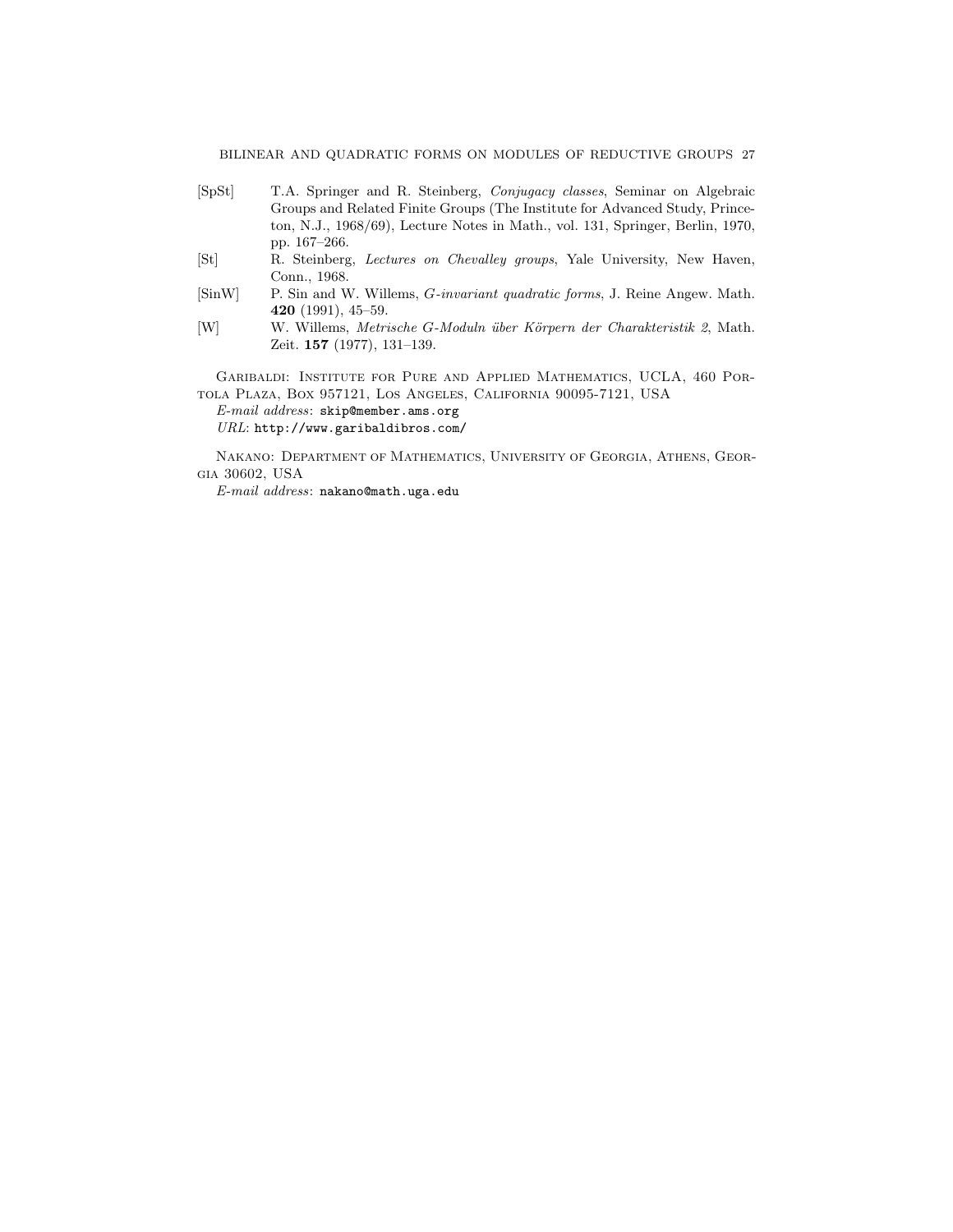[SpSt] T.A. Springer and R. Steinberg, *Conjugacy classes*, Seminar on Algebraic Groups and Related Finite Groups (The Institute for Advanced Study, Princeton, N.J., 1968/69), Lecture Notes in Math., vol. 131, Springer, Berlin, 1970, pp. 167–266.

[St] R. Steinberg, *Lectures on Chevalley groups*, Yale University, New Haven, Conn., 1968.

[SinW] P. Sin and W. Willems, *G-invariant quadratic forms*, J. Reine Angew. Math. **420** (1991), 45–59.

[W] W. Willems, *Metrische G-Moduln über Körpern der Charakteristik 2*, Math. Zeit. **157** (1977), 131–139.

Garibaldi: Institute for Pure and Applied Mathematics, UCLA, 460 Portola Plaza, Box 957121, Los Angeles, California 90095-7121, USA

*E-mail address*: skip@member.ams.org

*URL*: http://www.garibaldibros.com/

Nakano: Department of Mathematics, University of Georgia, Athens, Georgia 30602, USA

*E-mail address*: nakano@math.uga.edu